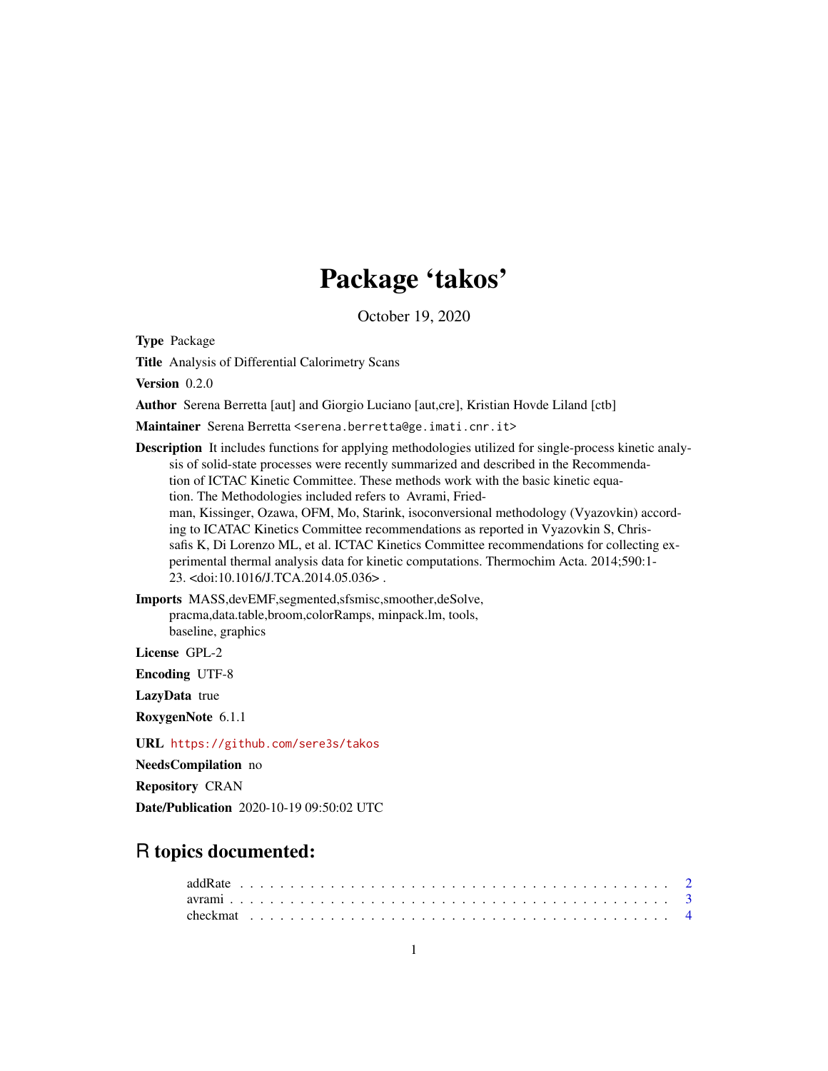# Package 'takos'

October 19, 2020

**Type** Package

**Title** Analysis of Differential Calorimetry Scans

**Version** 0.2.0

**Author** Serena Berretta [aut] and Giorgio Luciano [aut,cre], Kristian Hovde Liland [ctb]

**Maintainer** Serena Berretta <serena.berretta@ge.imati.cnr.it>

**Description** It includes functions for applying methodologies utilized for single-process kinetic analysis of solid-state processes were recently summarized and described in the Recommendation of ICTAC Kinetic Committee. These methods work with the basic kinetic equation. The Methodologies included refers to Avrami, Friedman, Kissinger, Ozawa, OFM, Mo, Starink, isoconversional methodology (Vyazovkin) according to ICATAC Kinetics Committee recommendations as reported in Vyazovkin S, Chrissafis K, Di Lorenzo ML, et al. ICTAC Kinetics Committee recommendations for collecting experimental thermal analysis data for kinetic computations. Thermochim Acta. 2014;590:1-23. <doi:10.1016/J.TCA.2014.05.036> .

**Imports** MASS,devEMF,segmented,sfsmisc,smoother,deSolve, pracma,data.table,broom,colorRamps, minpack.lm, tools, baseline, graphics

**License** GPL-2

**Encoding** UTF-8

**LazyData** true

**RoxygenNote** 6.1.1

**URL** https://github.com/sere3s/takos

**NeedsCompilation** no

**Repository** CRAN

**Date/Publication** 2020-10-19 09:50:02 UTC

## R topics documented:

addRate . . . . . . . . . . . . . . . . . . . . . . . . . . . . . . . . . . . . . . . . . 2
avrami . . . . . . . . . . . . . . . . . . . . . . . . . . . . . . . . . . . . . . . . . 3
checkmat . . . . . . . . . . . . . . . . . . . . . . . . . . . . . . . . . . . . . . . . 4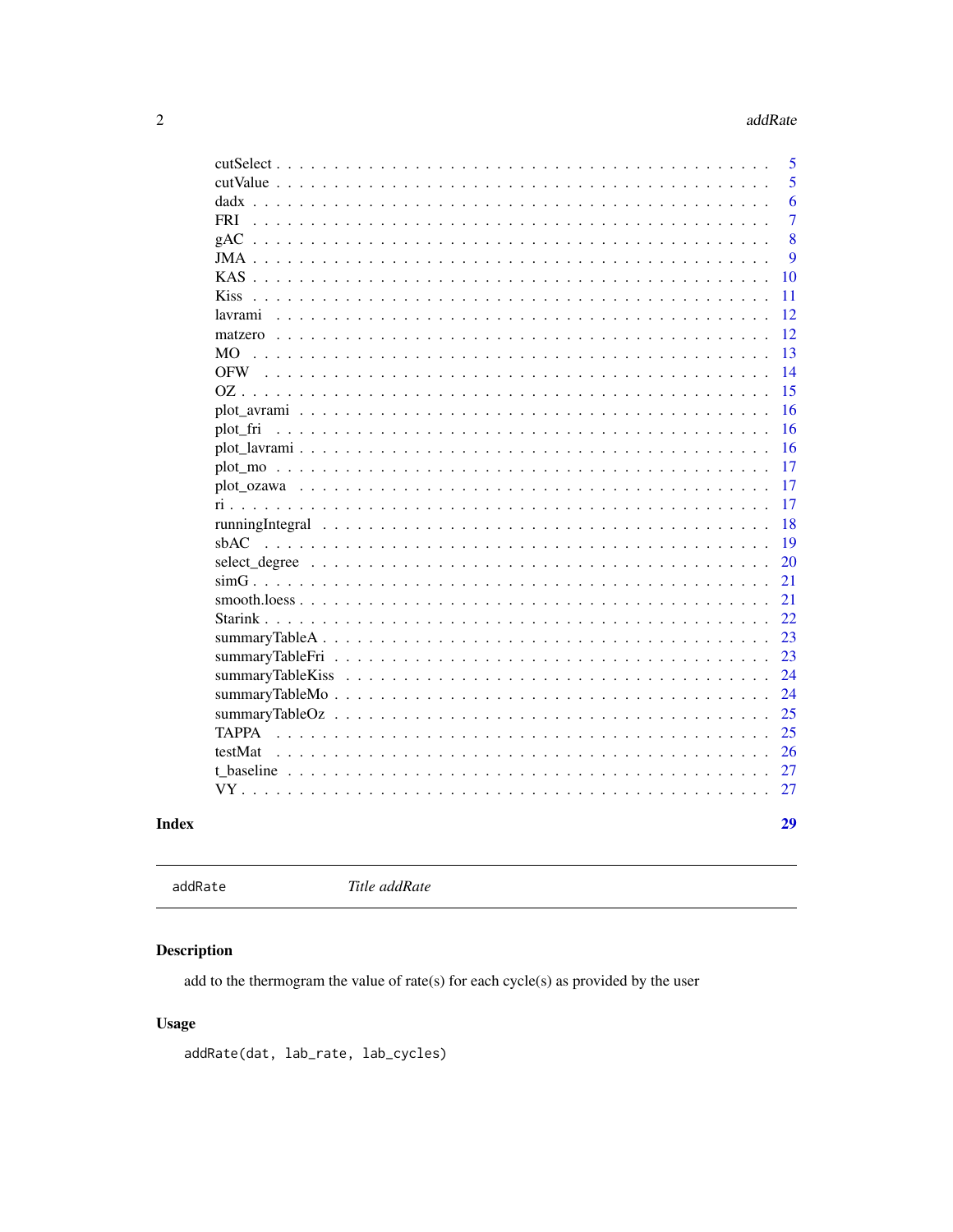| | |
|---|---|
| cutSelect | 5 |
| cutValue | 5 |
| dadx | 6 |
| FRI | 7 |
| gAC | 8 |
| JMA | 9 |
| KAS | 10 |
| Kiss | 11 |
| lavrami | 12 |
| matzero | 12 |
| MO | 13 |
| OFW | 14 |
| OZ | 15 |
| plot_avrami | 16 |
| plot_fri | 16 |
| plot_lavrami | 16 |
| plot_mo | 17 |
| plot_ozawa | 17 |
| ri | 17 |
| runningIntegral | 18 |
| sbAC | 19 |
| select_degree | 20 |
| simG | 21 |
| smooth.loess | 21 |
| Starink | 22 |
| summaryTableA | 23 |
| summaryTableFri | 23 |
| summaryTableKiss | 24 |
| summaryTableMo | 24 |
| summaryTableOz | 25 |
| TAPPA | 25 |
| testMat | 26 |
| t_baseline | 27 |
| VY | 27 |

**Index** 29

---

addRate *Title addRate*

---

## Description

add to the thermogram the value of rate(s) for each cycle(s) as provided by the user

## Usage

```
addRate(dat, lab_rate, lab_cycles)
```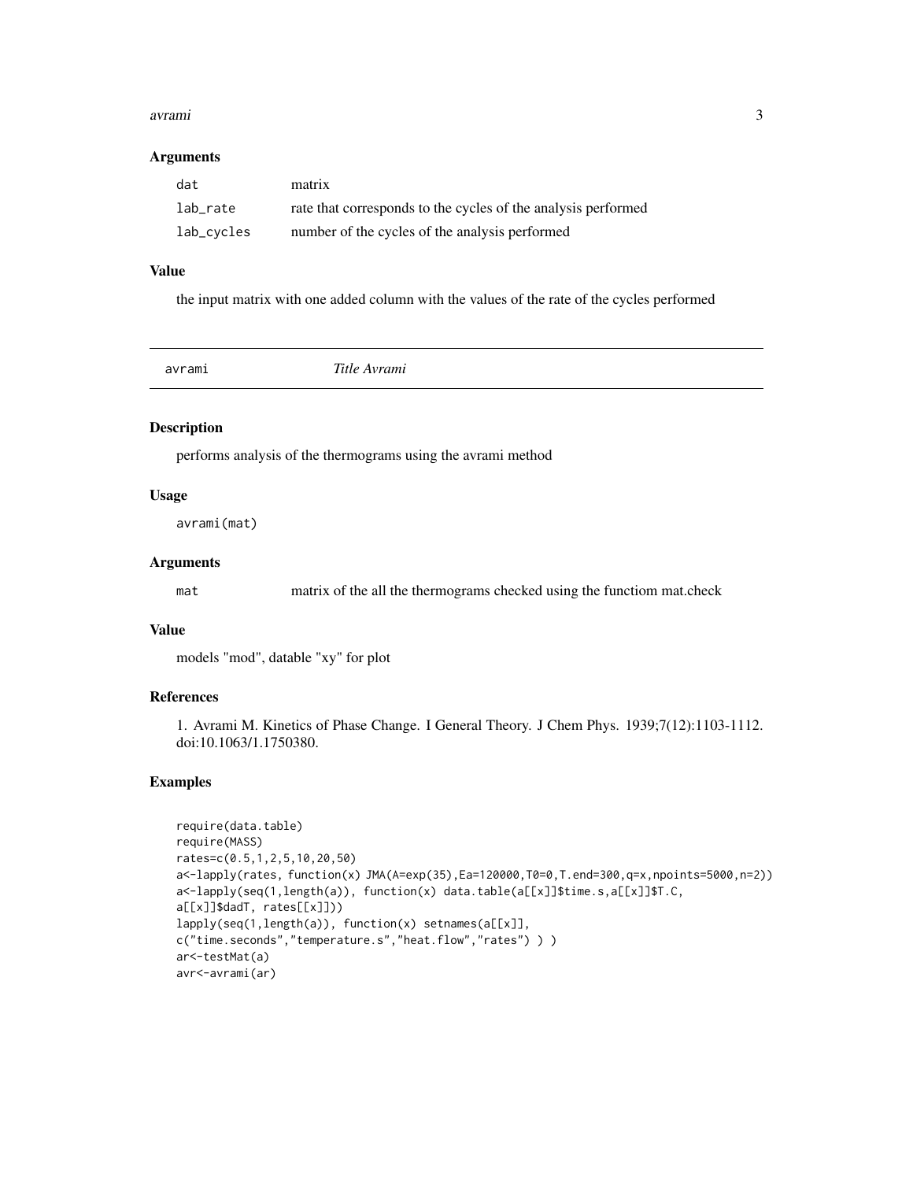### Arguments

| | |
|---|---|
| dat | matrix |
| lab_rate | rate that corresponds to the cycles of the analysis performed |
| lab_cycles | number of the cycles of the analysis performed |

### Value

the input matrix with one added column with the values of the rate of the cycles performed

## avrami — *Title Avrami*

### Description

performs analysis of the thermograms using the avrami method

### Usage

```
avrami(mat)
```

### Arguments

| | |
|---|---|
| mat | matrix of the all the thermograms checked using the functiom mat.check |

### Value

models "mod", datable "xy" for plot

### References

1. Avrami M. Kinetics of Phase Change. I General Theory. J Chem Phys. 1939;7(12):1103-1112. doi:10.1063/1.1750380.

### Examples

```
require(data.table)
require(MASS)
rates=c(0.5,1,2,5,10,20,50)
a<-lapply(rates, function(x) JMA(A=exp(35),Ea=120000,T0=0,T.end=300,q=x,npoints=5000,n=2))
a<-lapply(seq(1,length(a)), function(x) data.table(a[[x]]$time.s,a[[x]]$T.C,
a[[x]]$dadT, rates[[x]]))
lapply(seq(1,length(a)), function(x) setnames(a[[x]],
c("time.seconds","temperature.s","heat.flow","rates") ) )
ar<-testMat(a)
avr<-avrami(ar)
```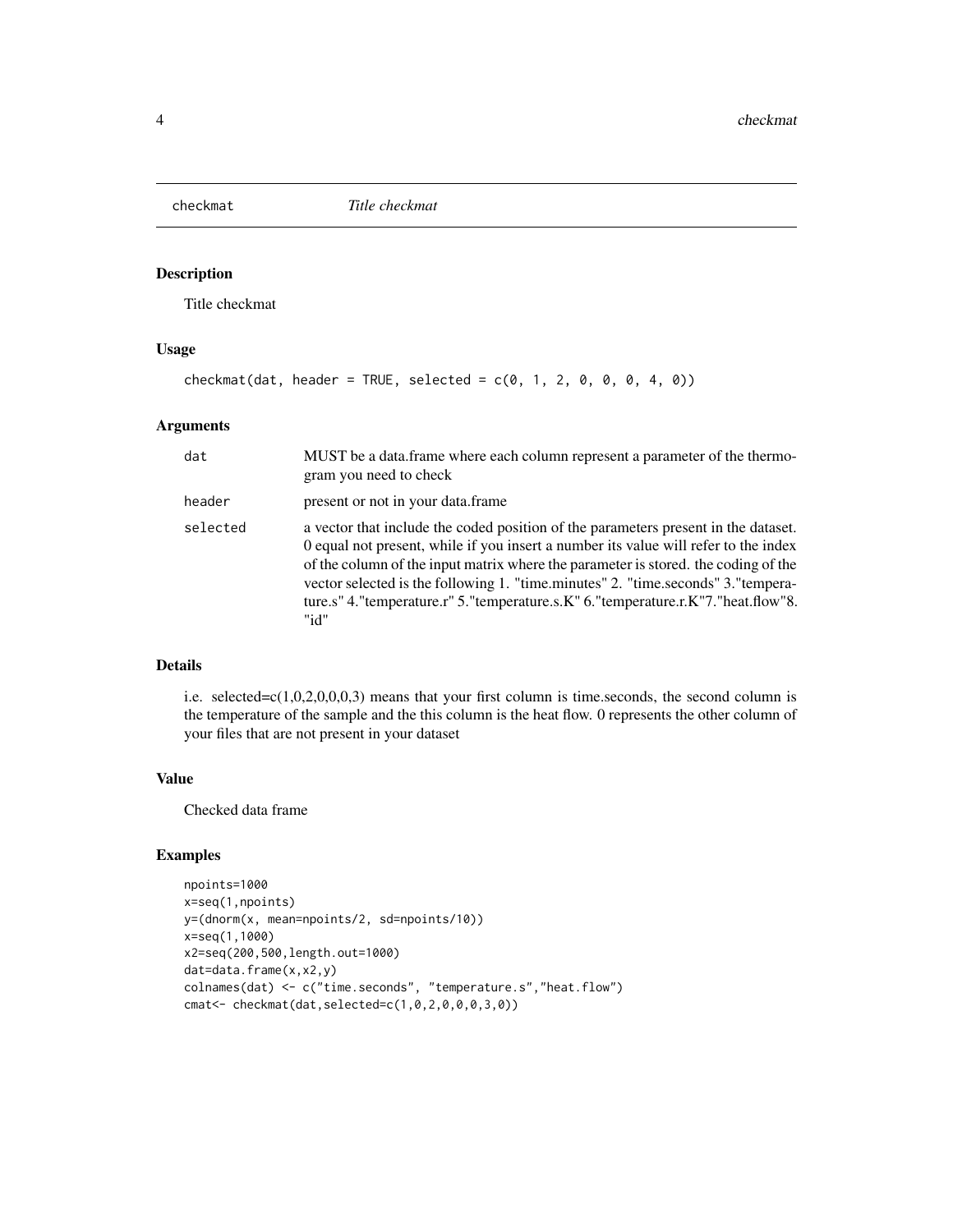checkmat *Title checkmat*

## Description

Title checkmat

## Usage

```
checkmat(dat, header = TRUE, selected = c(0, 1, 2, 0, 0, 0, 4, 0))
```

## Arguments

| | |
|---|---|
| dat | MUST be a data.frame where each column represent a parameter of the thermogram you need to check |
| header | present or not in your data.frame |
| selected | a vector that include the coded position of the parameters present in the dataset. 0 equal not present, while if you insert a number its value will refer to the index of the column of the input matrix where the parameter is stored. the coding of the vector selected is the following 1. "time.minutes" 2. "time.seconds" 3."temperature.s" 4."temperature.r" 5."temperature.s.K" 6."temperature.r.K"7."heat.flow"8. "id" |

## Details

i.e. selected=c(1,0,2,0,0,0,3) means that your first column is time.seconds, the second column is the temperature of the sample and the this column is the heat flow. 0 represents the other column of your files that are not present in your dataset

## Value

Checked data frame

## Examples

```
npoints=1000
x=seq(1,npoints)
y=(dnorm(x, mean=npoints/2, sd=npoints/10))
x=seq(1,1000)
x2=seq(200,500,length.out=1000)
dat=data.frame(x,x2,y)
colnames(dat) <- c("time.seconds", "temperature.s","heat.flow")
cmat<- checkmat(dat,selected=c(1,0,2,0,0,0,3,0))
```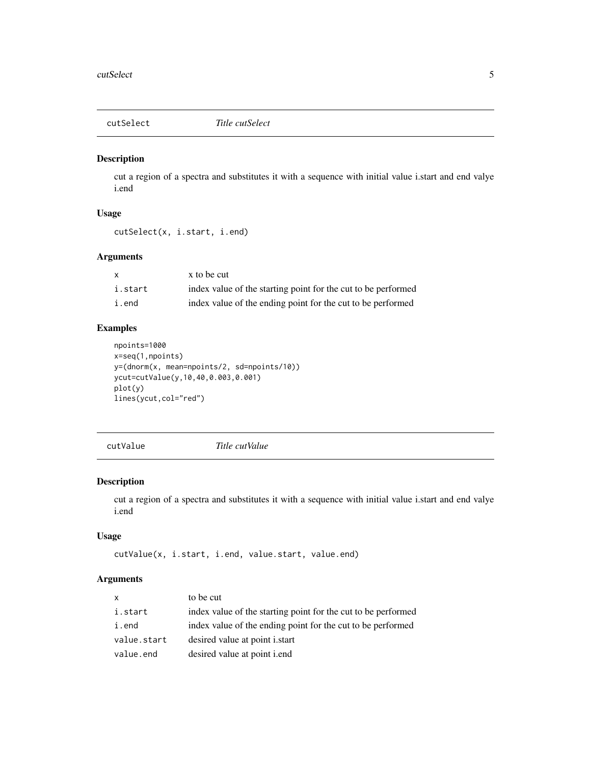## cutSelect — *Title cutSelect*

### Description

cut a region of a spectra and substitutes it with a sequence with initial value i.start and end valye i.end

### Usage

```
cutSelect(x, i.start, i.end)
```

### Arguments

| | |
|---|---|
| x | x to be cut |
| i.start | index value of the starting point for the cut to be performed |
| i.end | index value of the ending point for the cut to be performed |

### Examples

```
npoints=1000
x=seq(1,npoints)
y=(dnorm(x, mean=npoints/2, sd=npoints/10))
ycut=cutValue(y,10,40,0.003,0.001)
plot(y)
lines(ycut,col="red")
```

## cutValue — *Title cutValue*

### Description

cut a region of a spectra and substitutes it with a sequence with initial value i.start and end valye i.end

### Usage

```
cutValue(x, i.start, i.end, value.start, value.end)
```

### Arguments

| | |
|---|---|
| x | to be cut |
| i.start | index value of the starting point for the cut to be performed |
| i.end | index value of the ending point for the cut to be performed |
| value.start | desired value at point i.start |
| value.end | desired value at point i.end |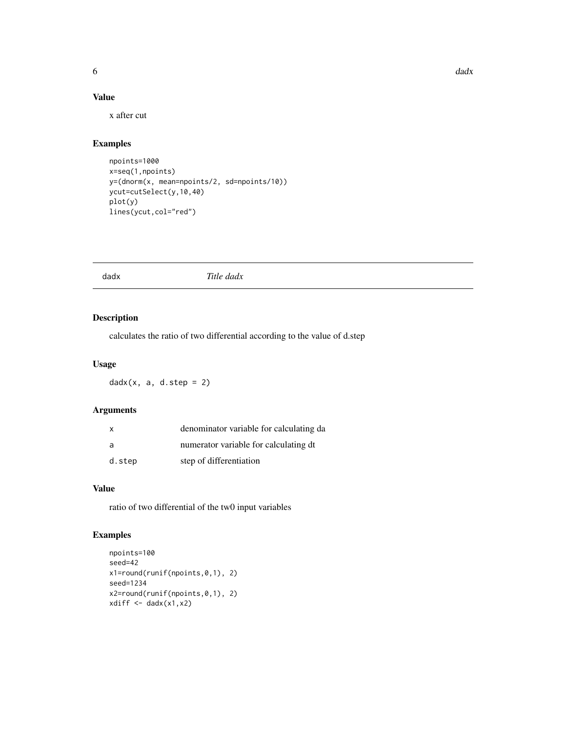### Value

x after cut

### Examples

```
npoints=1000
x=seq(1,npoints)
y=(dnorm(x, mean=npoints/2, sd=npoints/10))
ycut=cutSelect(y,10,40)
plot(y)
lines(ycut,col="red")
```

---

## dadx *Title dadx*

---

### Description

calculates the ratio of two differential according to the value of d.step

### Usage

```
dadx(x, a, d.step = 2)
```

### Arguments

| | |
|---|---|
| x | denominator variable for calculating da |
| a | numerator variable for calculating dt |
| d.step | step of differentiation |

### Value

ratio of two differential of the tw0 input variables

### Examples

```
npoints=100
seed=42
x1=round(runif(npoints,0,1), 2)
seed=1234
x2=round(runif(npoints,0,1), 2)
xdiff <- dadx(x1,x2)
```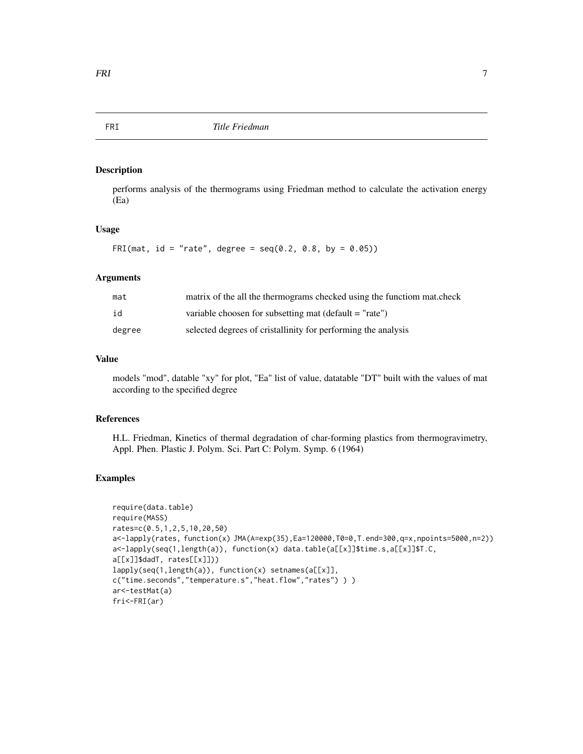# FRI *Title Friedman*

## Description

performs analysis of the thermograms using Friedman method to calculate the activation energy (Ea)

## Usage

```
FRI(mat, id = "rate", degree = seq(0.2, 0.8, by = 0.05))
```

## Arguments

| | |
|---|---|
| mat | matrix of the all the thermograms checked using the functiom mat.check |
| id | variable choosen for subsetting mat (default = "rate") |
| degree | selected degrees of cristallinity for performing the analysis |

## Value

models "mod", datable "xy" for plot, "Ea" list of value, datatable "DT" built with the values of mat according to the specified degree

## References

H.L. Friedman, Kinetics of thermal degradation of char-forming plastics from thermogravimetry, Appl. Phen. Plastic J. Polym. Sci. Part C: Polym. Symp. 6 (1964)

## Examples

```
require(data.table)
require(MASS)
rates=c(0.5,1,2,5,10,20,50)
a<-lapply(rates, function(x) JMA(A=exp(35),Ea=120000,T0=0,T.end=300,q=x,npoints=5000,n=2))
a<-lapply(seq(1,length(a)), function(x) data.table(a[[x]]$time.s,a[[x]]$T.C,
a[[x]]$dadT, rates[[x]]))
lapply(seq(1,length(a)), function(x) setnames(a[[x]],
c("time.seconds","temperature.s","heat.flow","rates") ) )
ar<-testMat(a)
fri<-FRI(ar)
```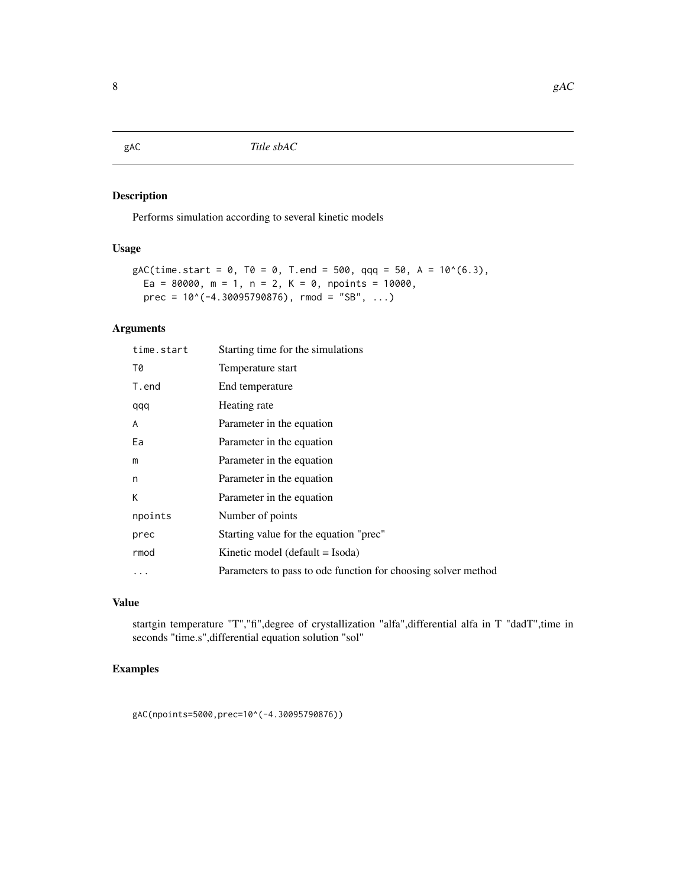## gAC *Title sbAC*

### Description

Performs simulation according to several kinetic models

### Usage

```
gAC(time.start = 0, T0 = 0, T.end = 500, qqq = 50, A = 10^(6.3),
  Ea = 80000, m = 1, n = 2, K = 0, npoints = 10000,
  prec = 10^(-4.30095790876), rmod = "SB", ...)
```

### Arguments

| | |
|---|---|
| `time.start` | Starting time for the simulations |
| `T0` | Temperature start |
| `T.end` | End temperature |
| `qqq` | Heating rate |
| `A` | Parameter in the equation |
| `Ea` | Parameter in the equation |
| `m` | Parameter in the equation |
| `n` | Parameter in the equation |
| `K` | Parameter in the equation |
| `npoints` | Number of points |
| `prec` | Starting value for the equation "prec" |
| `rmod` | Kinetic model (default = lsoda) |
| `...` | Parameters to pass to ode function for choosing solver method |

### Value

startgin temperature "T","fi",degree of crystallization "alfa",differential alfa in T "dadT",time in seconds "time.s",differential equation solution "sol"

### Examples

```
gAC(npoints=5000,prec=10^(-4.30095790876))
```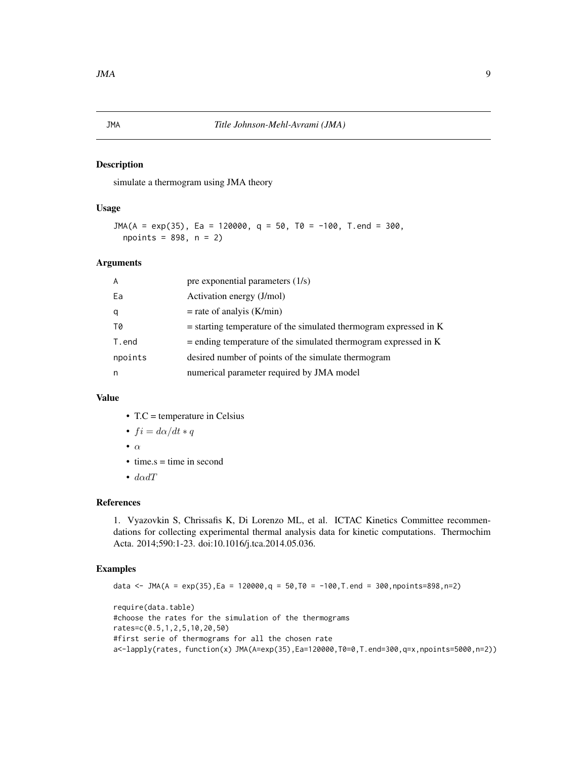# JMA — *Title Johnson-Mehl-Avrami (JMA)*

## Description

simulate a thermogram using JMA theory

## Usage

```
JMA(A = exp(35), Ea = 120000, q = 50, T0 = -100, T.end = 300,
  npoints = 898, n = 2)
```

## Arguments

| | |
|---|---|
| A | pre exponential parameters (1/s) |
| Ea | Activation energy (J/mol) |
| q | = rate of analyis (K/min) |
| T0 | = starting temperature of the simulated thermogram expressed in K |
| T.end | = ending temperature of the simulated thermogram expressed in K |
| npoints | desired number of points of the simulate thermogram |
| n | numerical parameter required by JMA model |

## Value

- T.C = temperature in Celsius
- $fi = d\alpha/dt * q$
- $\alpha$
- time.s = time in second
- $d\alpha dT$

## References

1. Vyazovkin S, Chrissafis K, Di Lorenzo ML, et al. ICTAC Kinetics Committee recommendations for collecting experimental thermal analysis data for kinetic computations. Thermochim Acta. 2014;590:1-23. doi:10.1016/j.tca.2014.05.036.

## Examples

```
data <- JMA(A = exp(35),Ea = 120000,q = 50,T0 = -100,T.end = 300,npoints=898,n=2)

require(data.table)
#choose the rates for the simulation of the thermograms
rates=c(0.5,1,2,5,10,20,50)
#first serie of thermograms for all the chosen rate
a<-lapply(rates, function(x) JMA(A=exp(35),Ea=120000,T0=0,T.end=300,q=x,npoints=5000,n=2))
```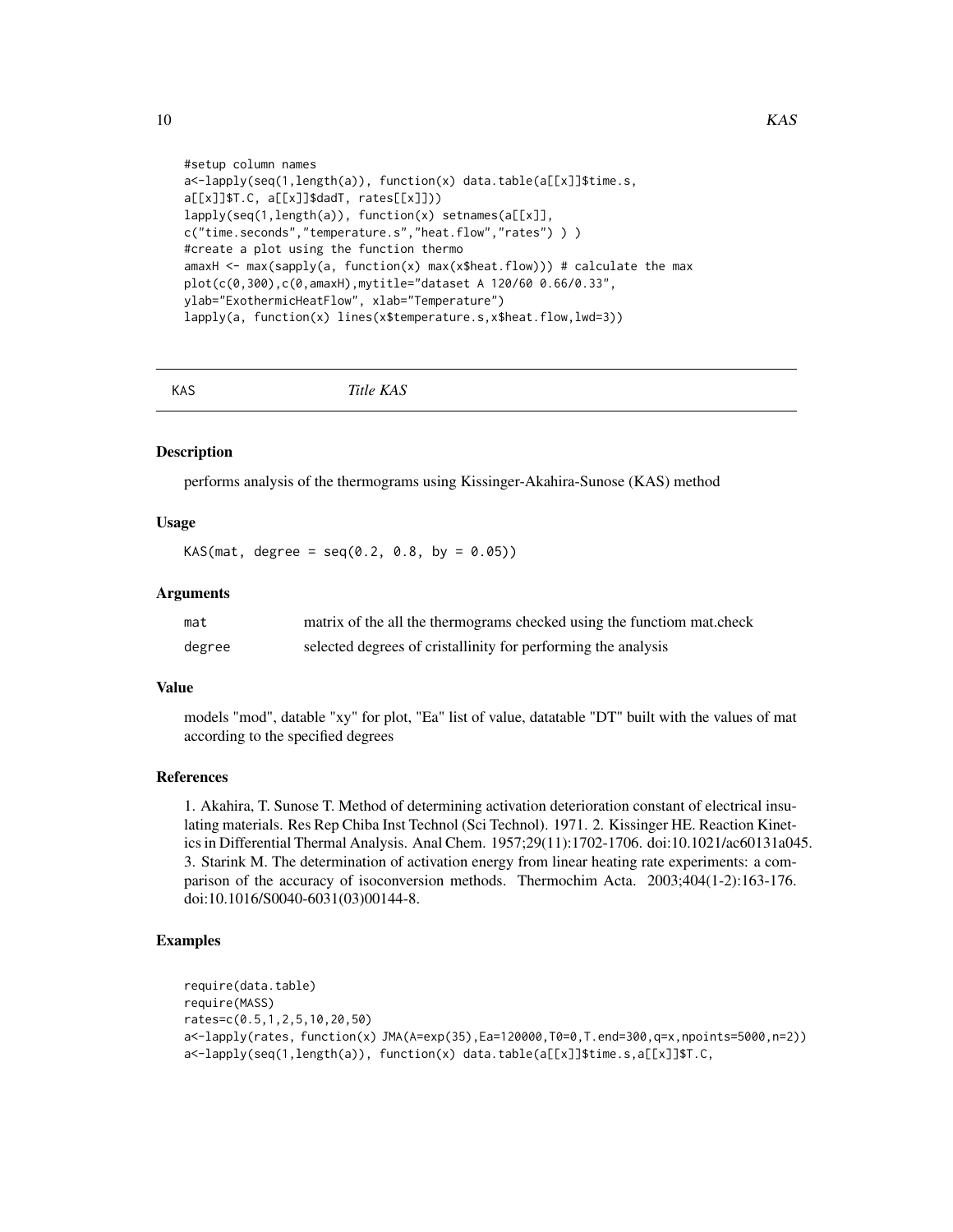```
#setup column names
a<-lapply(seq(1,length(a)), function(x) data.table(a[[x]]$time.s,
a[[x]]$T.C, a[[x]]$dadT, rates[[x]]))
lapply(seq(1,length(a)), function(x) setnames(a[[x]],
c("time.seconds","temperature.s","heat.flow","rates") ) )
#create a plot using the function thermo
amaxH <- max(sapply(a, function(x) max(x$heat.flow))) # calculate the max
plot(c(0,300),c(0,amaxH),mytitle="dataset A 120/60 0.66/0.33",
ylab="ExothermicHeatFlow", xlab="Temperature")
lapply(a, function(x) lines(x$temperature.s,x$heat.flow,lwd=3))
```

## KAS *Title KAS*

### Description

performs analysis of the thermograms using Kissinger-Akahira-Sunose (KAS) method

### Usage

```
KAS(mat, degree = seq(0.2, 0.8, by = 0.05))
```

### Arguments

| | |
|---|---|
| mat | matrix of the all the thermograms checked using the functiom mat.check |
| degree | selected degrees of cristallinity for performing the analysis |

### Value

models "mod", datable "xy" for plot, "Ea" list of value, datatable "DT" built with the values of mat according to the specified degrees

### References

1. Akahira, T. Sunose T. Method of determining activation deterioration constant of electrical insulating materials. Res Rep Chiba Inst Technol (Sci Technol). 1971. 2. Kissinger HE. Reaction Kinetics in Differential Thermal Analysis. Anal Chem. 1957;29(11):1702-1706. doi:10.1021/ac60131a045. 3. Starink M. The determination of activation energy from linear heating rate experiments: a comparison of the accuracy of isoconversion methods. Thermochim Acta. 2003;404(1-2):163-176. doi:10.1016/S0040-6031(03)00144-8.

### Examples

```
require(data.table)
require(MASS)
rates=c(0.5,1,2,5,10,20,50)
a<-lapply(rates, function(x) JMA(A=exp(35),Ea=120000,T0=0,T.end=300,q=x,npoints=5000,n=2))
a<-lapply(seq(1,length(a)), function(x) data.table(a[[x]]$time.s,a[[x]]$T.C,
```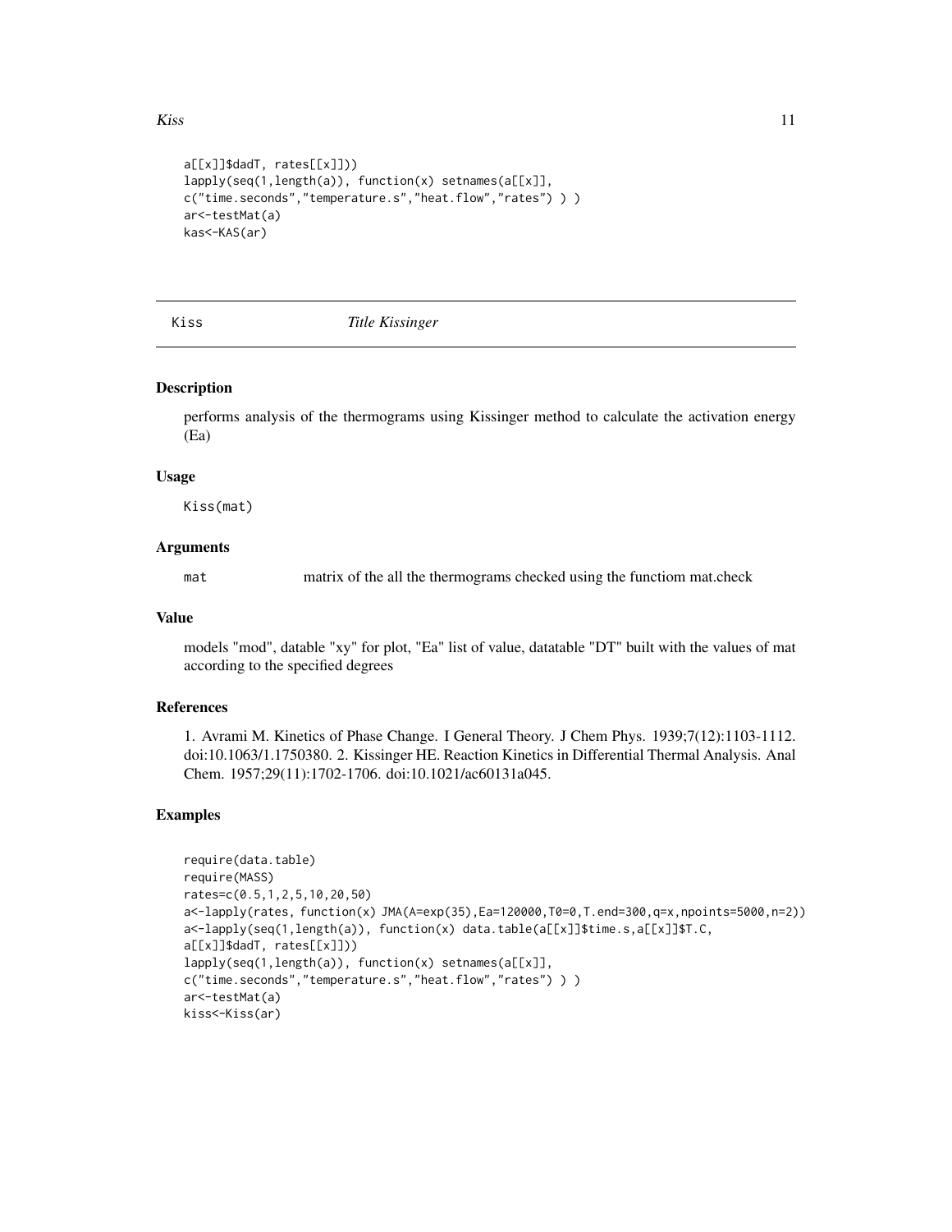```
a[[x]]$dadT, rates[[x]]))
lapply(seq(1,length(a)), function(x) setnames(a[[x]],
c("time.seconds","temperature.s","heat.flow","rates") ) )
ar<-testMat(a)
kas<-KAS(ar)
```

---

## Kiss — *Title Kissinger*

---

### Description

performs analysis of the thermograms using Kissinger method to calculate the activation energy (Ea)

### Usage

```
Kiss(mat)
```

### Arguments

| | |
|---|---|
| `mat` | matrix of the all the thermograms checked using the functiom mat.check |

### Value

models "mod", datable "xy" for plot, "Ea" list of value, datatable "DT" built with the values of mat according to the specified degrees

### References

1. Avrami M. Kinetics of Phase Change. I General Theory. J Chem Phys. 1939;7(12):1103-1112. doi:10.1063/1.1750380. 2. Kissinger HE. Reaction Kinetics in Differential Thermal Analysis. Anal Chem. 1957;29(11):1702-1706. doi:10.1021/ac60131a045.

### Examples

```
require(data.table)
require(MASS)
rates=c(0.5,1,2,5,10,20,50)
a<-lapply(rates, function(x) JMA(A=exp(35),Ea=120000,T0=0,T.end=300,q=x,npoints=5000,n=2))
a<-lapply(seq(1,length(a)), function(x) data.table(a[[x]]$time.s,a[[x]]$T.C,
a[[x]]$dadT, rates[[x]]))
lapply(seq(1,length(a)), function(x) setnames(a[[x]],
c("time.seconds","temperature.s","heat.flow","rates") ) )
ar<-testMat(a)
kiss<-Kiss(ar)
```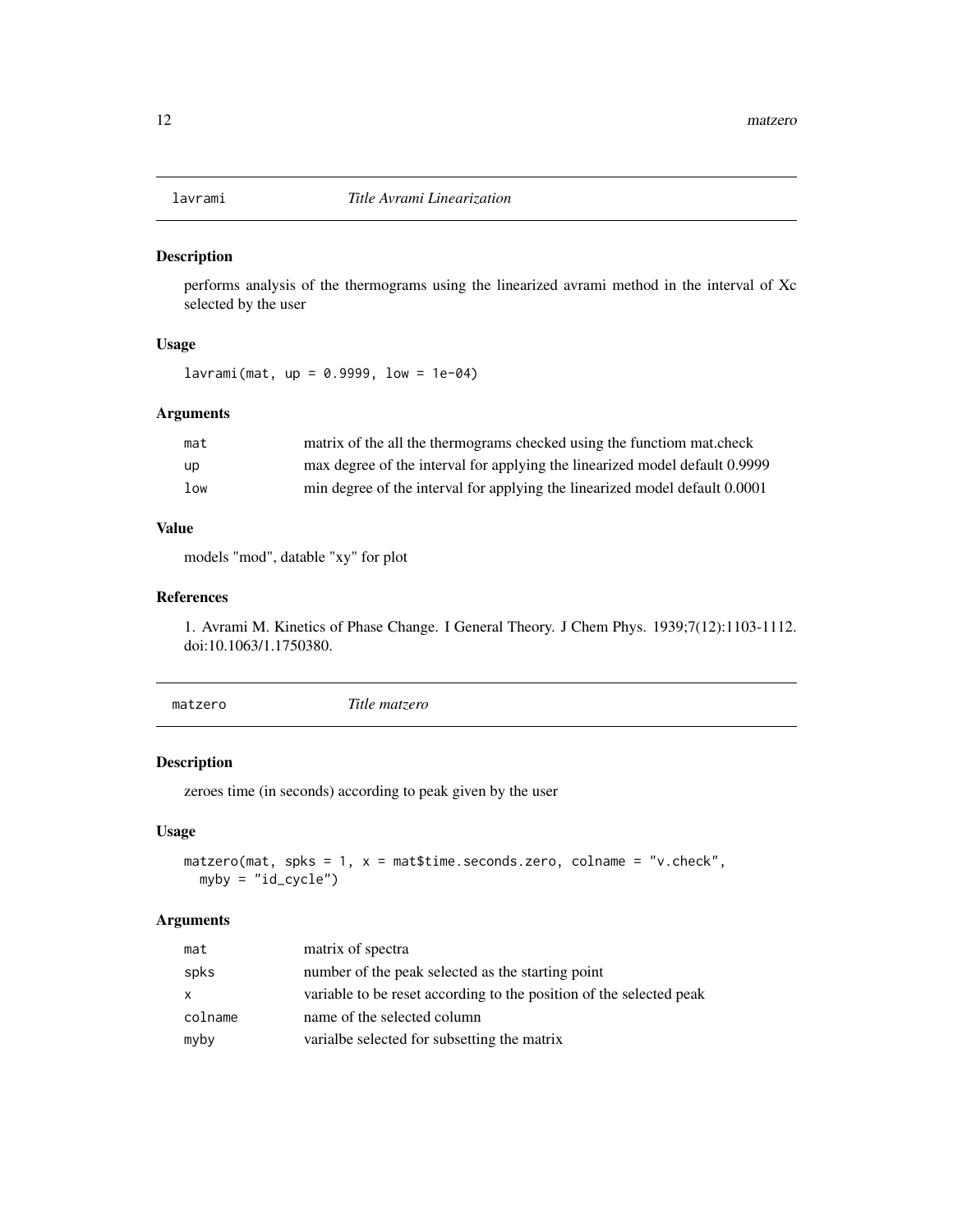## lavrami *Title Avrami Linearization*

### Description

performs analysis of the thermograms using the linearized avrami method in the interval of Xc selected by the user

### Usage

```
lavrami(mat, up = 0.9999, low = 1e-04)
```

### Arguments

| | |
|---|---|
| mat | matrix of the all the thermograms checked using the functiom mat.check |
| up | max degree of the interval for applying the linearized model default 0.9999 |
| low | min degree of the interval for applying the linearized model default 0.0001 |

### Value

models "mod", datable "xy" for plot

### References

1. Avrami M. Kinetics of Phase Change. I General Theory. J Chem Phys. 1939;7(12):1103-1112. doi:10.1063/1.1750380.

## matzero *Title matzero*

### Description

zeroes time (in seconds) according to peak given by the user

### Usage

```
matzero(mat, spks = 1, x = mat$time.seconds.zero, colname = "v.check",
  myby = "id_cycle")
```

### Arguments

| | |
|---|---|
| mat | matrix of spectra |
| spks | number of the peak selected as the starting point |
| x | variable to be reset according to the position of the selected peak |
| colname | name of the selected column |
| myby | varialbe selected for subsetting the matrix |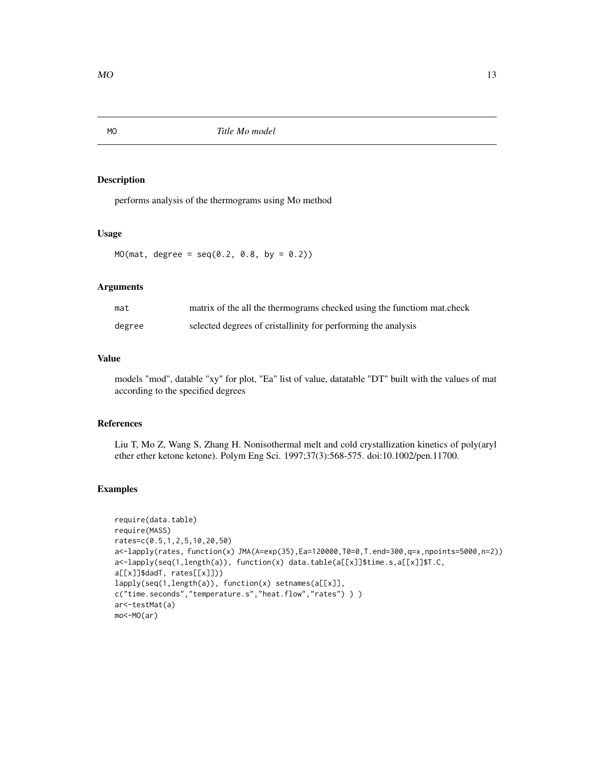MO *Title Mo model*

## Description

performs analysis of the thermograms using Mo method

## Usage

```
MO(mat, degree = seq(0.2, 0.8, by = 0.2))
```

## Arguments

| | |
|---|---|
| mat | matrix of the all the thermograms checked using the functiom mat.check |
| degree | selected degrees of cristallinity for performing the analysis |

## Value

models "mod", datable "xy" for plot, "Ea" list of value, datatable "DT" built with the values of mat according to the specified degrees

## References

Liu T, Mo Z, Wang S, Zhang H. Nonisothermal melt and cold crystallization kinetics of poly(aryl ether ether ketone ketone). Polym Eng Sci. 1997;37(3):568-575. doi:10.1002/pen.11700.

## Examples

```
require(data.table)
require(MASS)
rates=c(0.5,1,2,5,10,20,50)
a<-lapply(rates, function(x) JMA(A=exp(35),Ea=120000,T0=0,T.end=300,q=x,npoints=5000,n=2))
a<-lapply(seq(1,length(a)), function(x) data.table(a[[x]]$time.s,a[[x]]$T.C,
a[[x]]$dadT, rates[[x]]))
lapply(seq(1,length(a)), function(x) setnames(a[[x]],
c("time.seconds","temperature.s","heat.flow","rates") ) )
ar<-testMat(a)
mo<-MO(ar)
```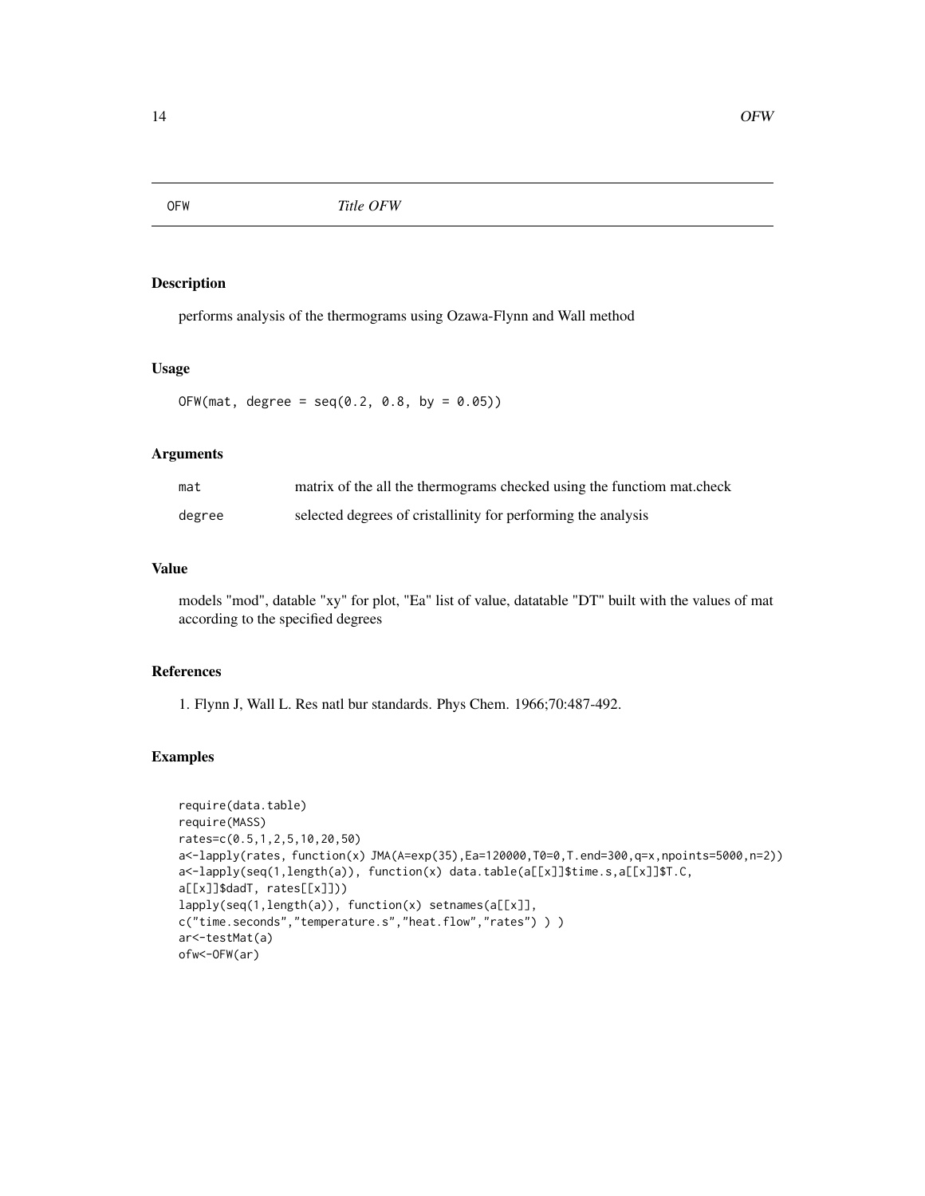# OFW — *Title OFW*

## Description

performs analysis of the thermograms using Ozawa-Flynn and Wall method

## Usage

```
OFW(mat, degree = seq(0.2, 0.8, by = 0.05))
```

## Arguments

| | |
|---|---|
| mat | matrix of the all the thermograms checked using the functiom mat.check |
| degree | selected degrees of cristallinity for performing the analysis |

## Value

models "mod", datable "xy" for plot, "Ea" list of value, datatable "DT" built with the values of mat according to the specified degrees

## References

1. Flynn J, Wall L. Res natl bur standards. Phys Chem. 1966;70:487-492.

## Examples

```
require(data.table)
require(MASS)
rates=c(0.5,1,2,5,10,20,50)
a<-lapply(rates, function(x) JMA(A=exp(35),Ea=120000,T0=0,T.end=300,q=x,npoints=5000,n=2))
a<-lapply(seq(1,length(a)), function(x) data.table(a[[x]]$time.s,a[[x]]$T.C,
a[[x]]$dadT, rates[[x]]))
lapply(seq(1,length(a)), function(x) setnames(a[[x]],
c("time.seconds","temperature.s","heat.flow","rates") ) )
ar<-testMat(a)
ofw<-OFW(ar)
```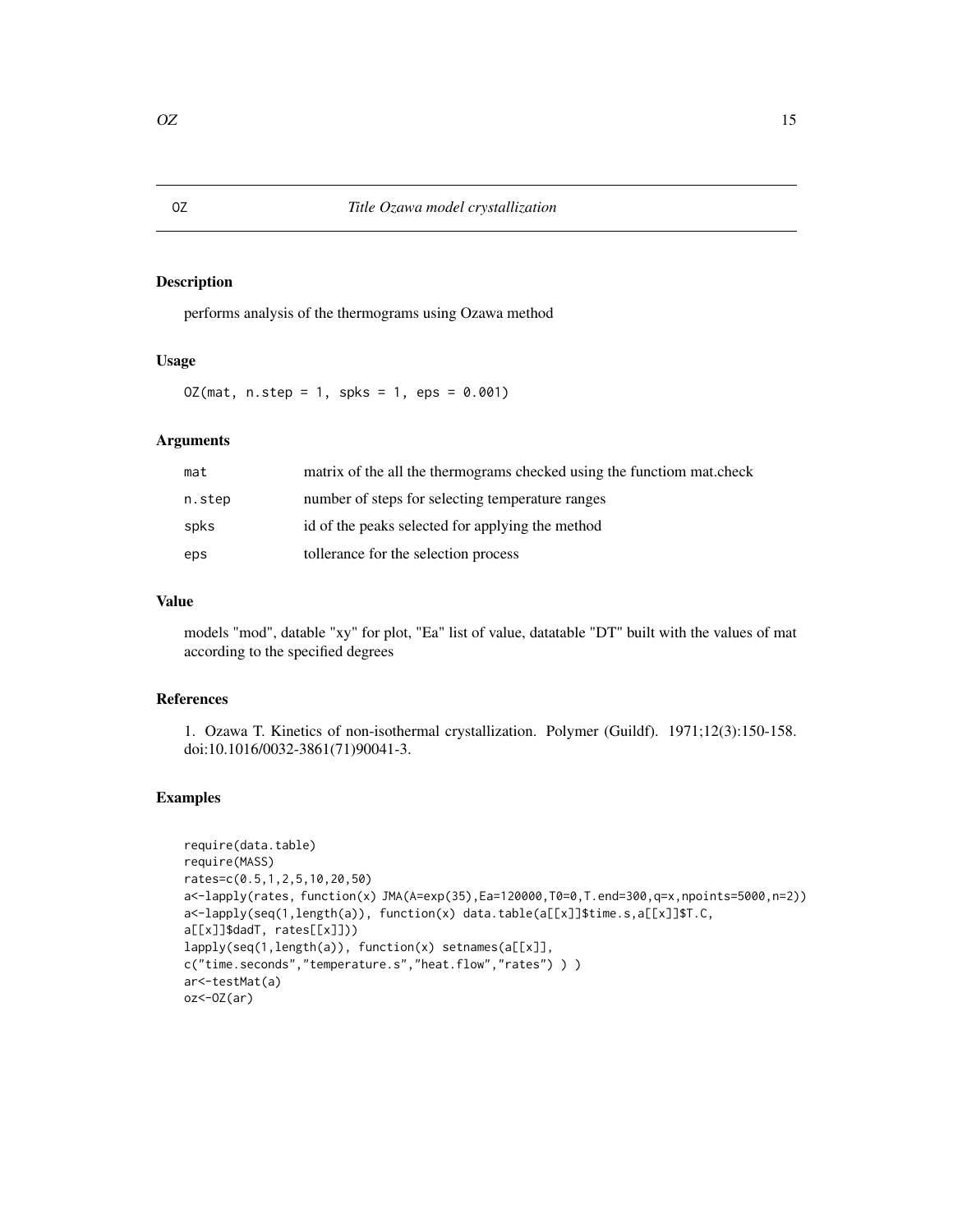# OZ — *Title Ozawa model crystallization*

## Description

performs analysis of the thermograms using Ozawa method

## Usage

```
OZ(mat, n.step = 1, spks = 1, eps = 0.001)
```

## Arguments

| | |
|---|---|
| mat | matrix of the all the thermograms checked using the functiom mat.check |
| n.step | number of steps for selecting temperature ranges |
| spks | id of the peaks selected for applying the method |
| eps | tollerance for the selection process |

## Value

models "mod", datable "xy" for plot, "Ea" list of value, datatable "DT" built with the values of mat according to the specified degrees

## References

1. Ozawa T. Kinetics of non-isothermal crystallization. Polymer (Guildf). 1971;12(3):150-158. doi:10.1016/0032-3861(71)90041-3.

## Examples

```
require(data.table)
require(MASS)
rates=c(0.5,1,2,5,10,20,50)
a<-lapply(rates, function(x) JMA(A=exp(35),Ea=120000,T0=0,T.end=300,q=x,npoints=5000,n=2))
a<-lapply(seq(1,length(a)), function(x) data.table(a[[x]]$time.s,a[[x]]$T.C,
a[[x]]$dadT, rates[[x]]))
lapply(seq(1,length(a)), function(x) setnames(a[[x]],
c("time.seconds","temperature.s","heat.flow","rates") ) )
ar<-testMat(a)
oz<-OZ(ar)
```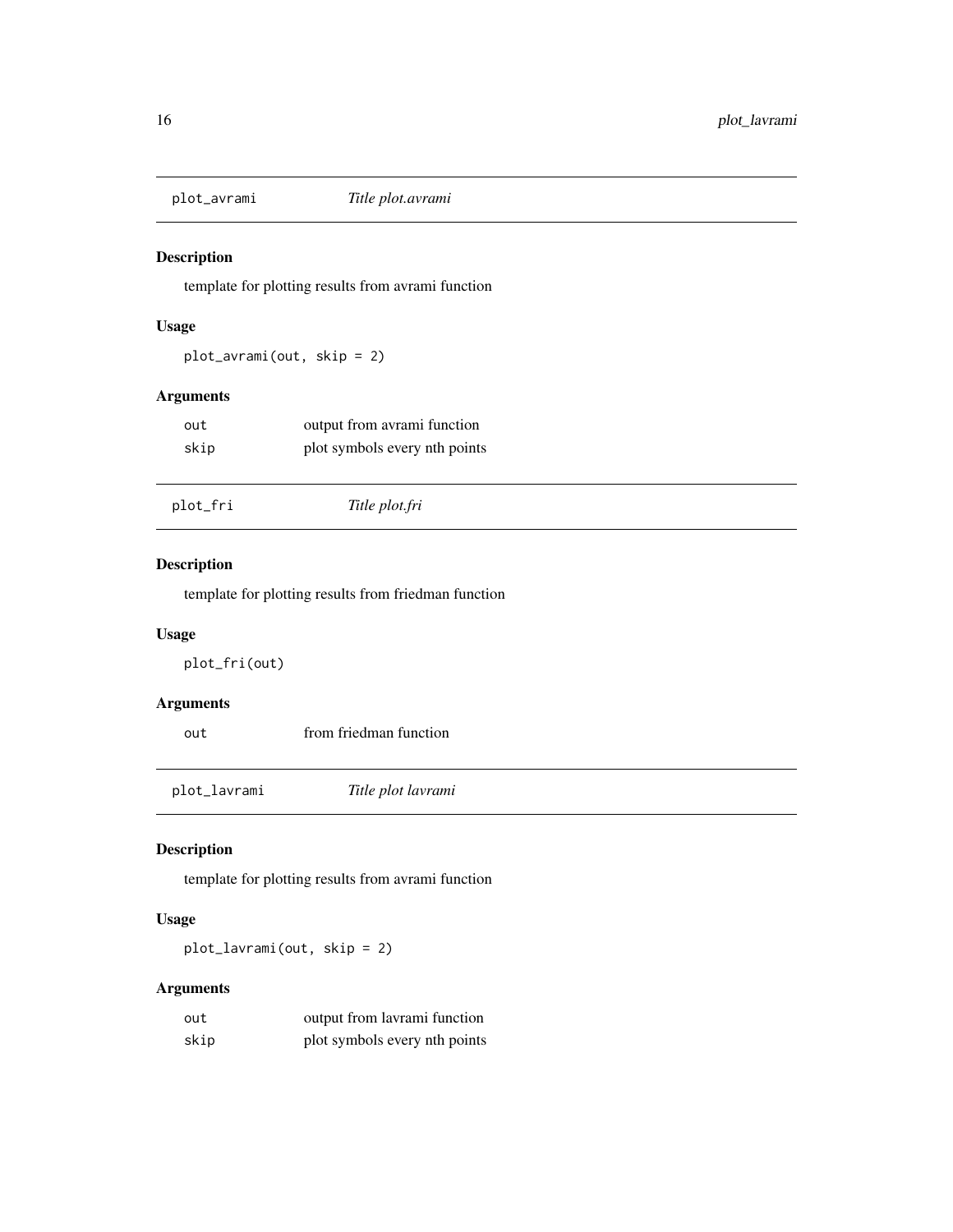## plot_avrami *Title plot.avrami*

### Description

template for plotting results from avrami function

### Usage

```
plot_avrami(out, skip = 2)
```

### Arguments

| | |
|---|---|
| out | output from avrami function |
| skip | plot symbols every nth points |

## plot_fri *Title plot.fri*

### Description

template for plotting results from friedman function

### Usage

```
plot_fri(out)
```

### Arguments

| | |
|---|---|
| out | from friedman function |

## plot_lavrami *Title plot lavrami*

### Description

template for plotting results from avrami function

### Usage

```
plot_lavrami(out, skip = 2)
```

### Arguments

| | |
|---|---|
| out | output from lavrami function |
| skip | plot symbols every nth points |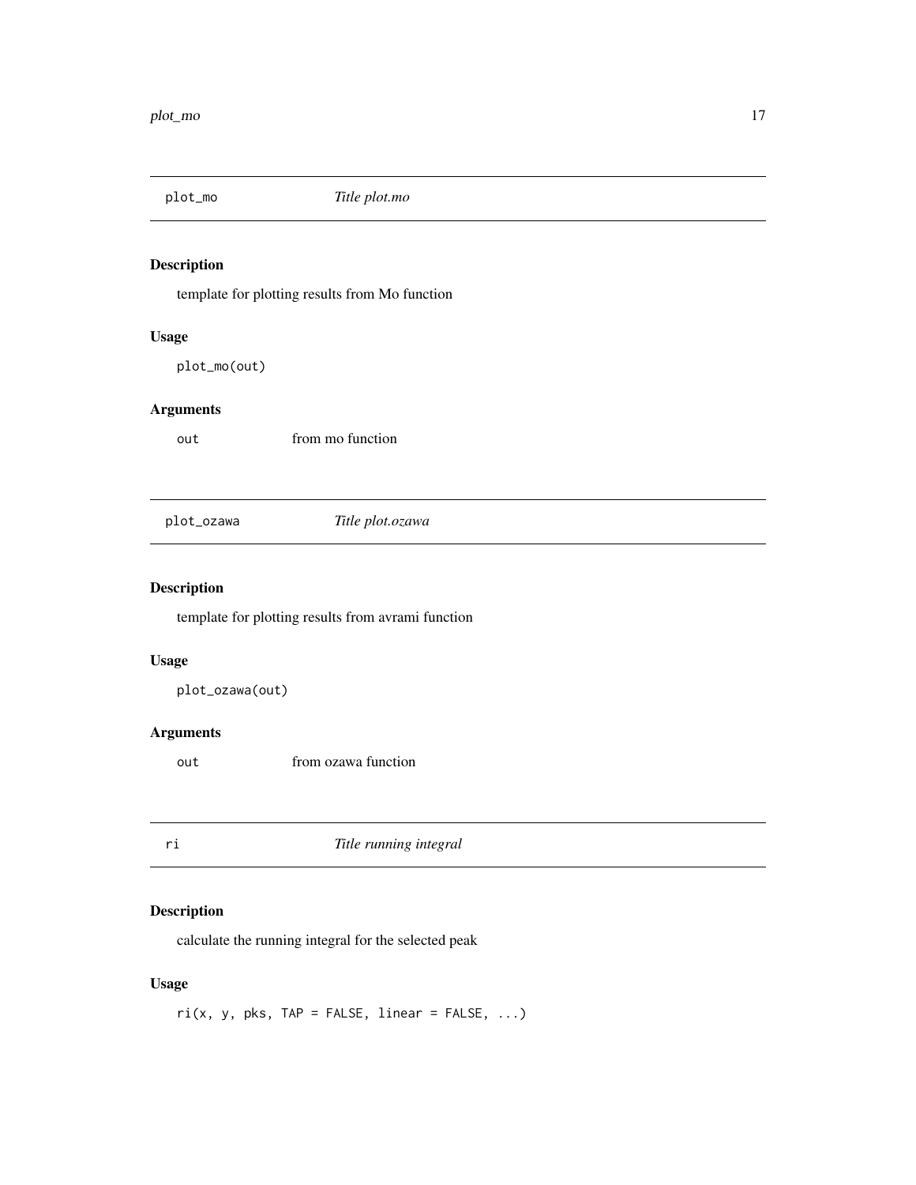## plot_mo *Title plot.mo*

### Description

template for plotting results from Mo function

### Usage

```
plot_mo(out)
```

### Arguments

out from mo function

## plot_ozawa *Title plot.ozawa*

### Description

template for plotting results from avrami function

### Usage

```
plot_ozawa(out)
```

### Arguments

out from ozawa function

## ri *Title running integral*

### Description

calculate the running integral for the selected peak

### Usage

```
ri(x, y, pks, TAP = FALSE, linear = FALSE, ...)
```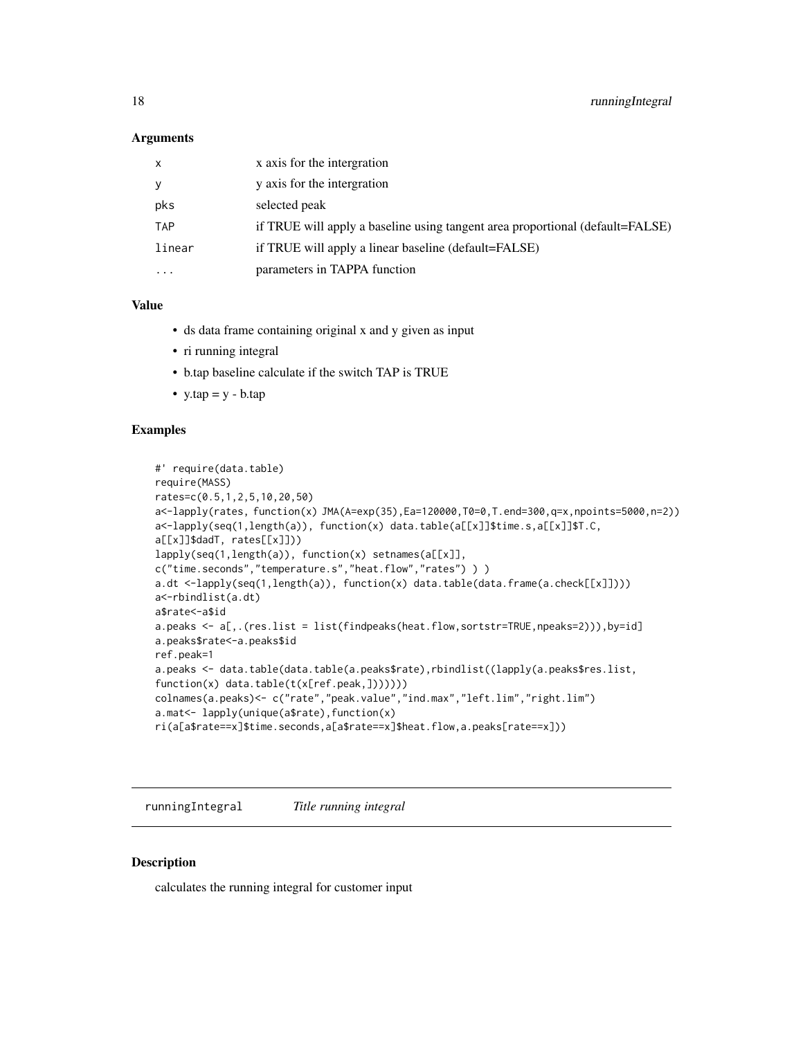### Arguments

| | |
|---|---|
| x | x axis for the intergration |
| y | y axis for the intergration |
| pks | selected peak |
| TAP | if TRUE will apply a baseline using tangent area proportional (default=FALSE) |
| linear | if TRUE will apply a linear baseline (default=FALSE) |
| ... | parameters in TAPPA function |

### Value

- ds data frame containing original x and y given as input
- ri running integral
- b.tap baseline calculate if the switch TAP is TRUE
- y.tap = y - b.tap

### Examples

```
#' require(data.table)
require(MASS)
rates=c(0.5,1,2,5,10,20,50)
a<-lapply(rates, function(x) JMA(A=exp(35),Ea=120000,T0=0,T.end=300,q=x,npoints=5000,n=2))
a<-lapply(seq(1,length(a)), function(x) data.table(a[[x]]$time.s,a[[x]]$T.C,
a[[x]]$dadT, rates[[x]]))
lapply(seq(1,length(a)), function(x) setnames(a[[x]],
c("time.seconds","temperature.s","heat.flow","rates") ) )
a.dt <-lapply(seq(1,length(a)), function(x) data.table(data.frame(a.check[[x]])))
a<-rbindlist(a.dt)
a$rate<-a$id
a.peaks <- a[,.(res.list = list(findpeaks(heat.flow,sortstr=TRUE,npeaks=2))),by=id]
a.peaks$rate<-a.peaks$id
ref.peak=1
a.peaks <- data.table(data.table(a.peaks$rate),rbindlist((lapply(a.peaks$res.list,
function(x) data.table(t(x[ref.peak,]))))))
colnames(a.peaks)<- c("rate","peak.value","ind.max","left.lim","right.lim")
a.mat<- lapply(unique(a$rate),function(x)
ri(a[a$rate==x]$time.seconds,a[a$rate==x]$heat.flow,a.peaks[rate==x]))
```

---

## runningIntegral *Title running integral*

---

### Description

calculates the running integral for customer input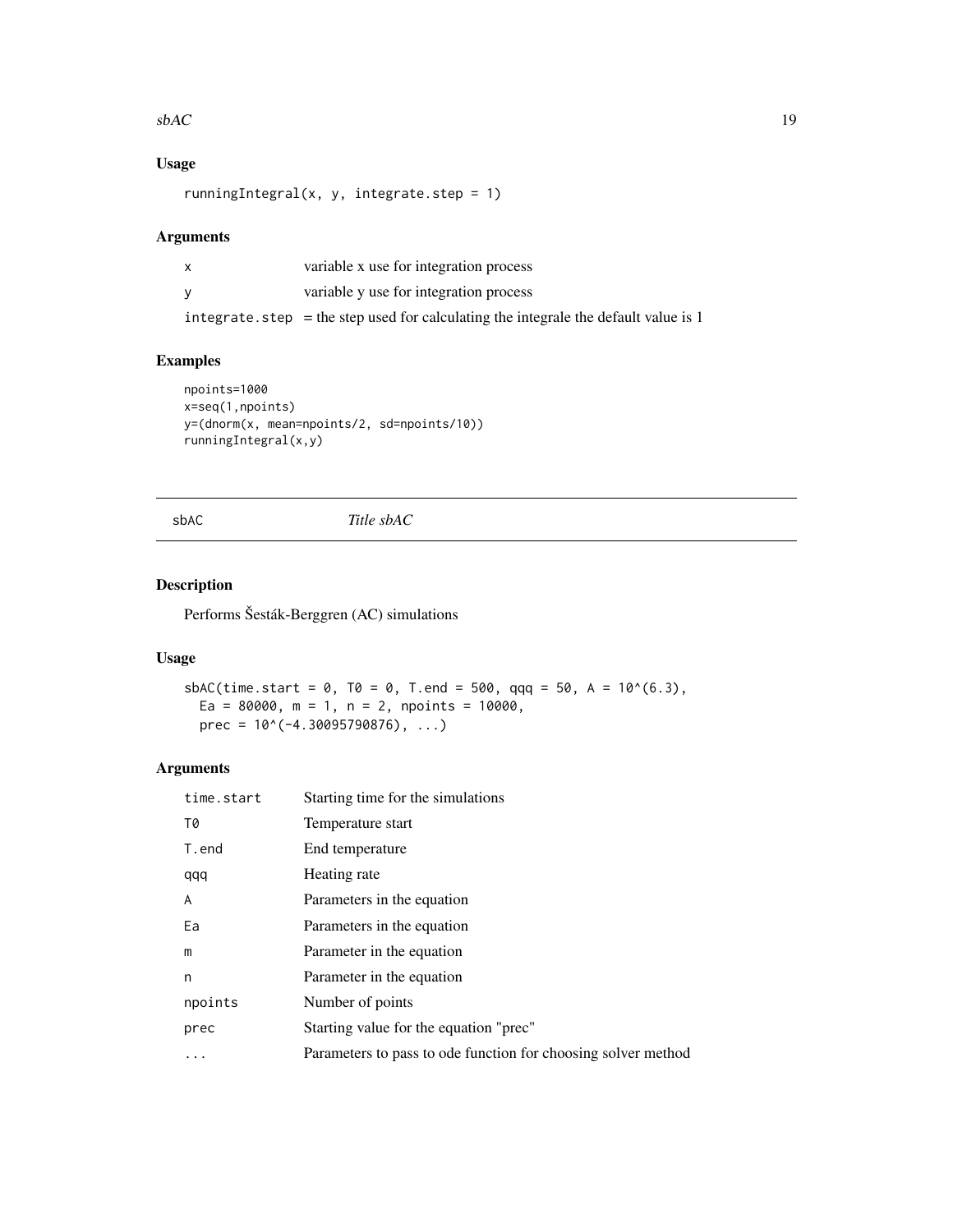### Usage

```
runningIntegral(x, y, integrate.step = 1)
```

### Arguments

| | |
|---|---|
| x | variable x use for integration process |
| y | variable y use for integration process |
| integrate.step | = the step used for calculating the integrale the default value is 1 |

### Examples

```
npoints=1000
x=seq(1,npoints)
y=(dnorm(x, mean=npoints/2, sd=npoints/10))
runningIntegral(x,y)
```

---

## sbAC — *Title sbAC*

### Description

Performs Šesták-Berggren (AC) simulations

### Usage

```
sbAC(time.start = 0, T0 = 0, T.end = 500, qqq = 50, A = 10^(6.3),
  Ea = 80000, m = 1, n = 2, npoints = 10000,
  prec = 10^(-4.30095790876), ...)
```

### Arguments

| | |
|---|---|
| time.start | Starting time for the simulations |
| T0 | Temperature start |
| T.end | End temperature |
| qqq | Heating rate |
| A | Parameters in the equation |
| Ea | Parameters in the equation |
| m | Parameter in the equation |
| n | Parameter in the equation |
| npoints | Number of points |
| prec | Starting value for the equation "prec" |
| ... | Parameters to pass to ode function for choosing solver method |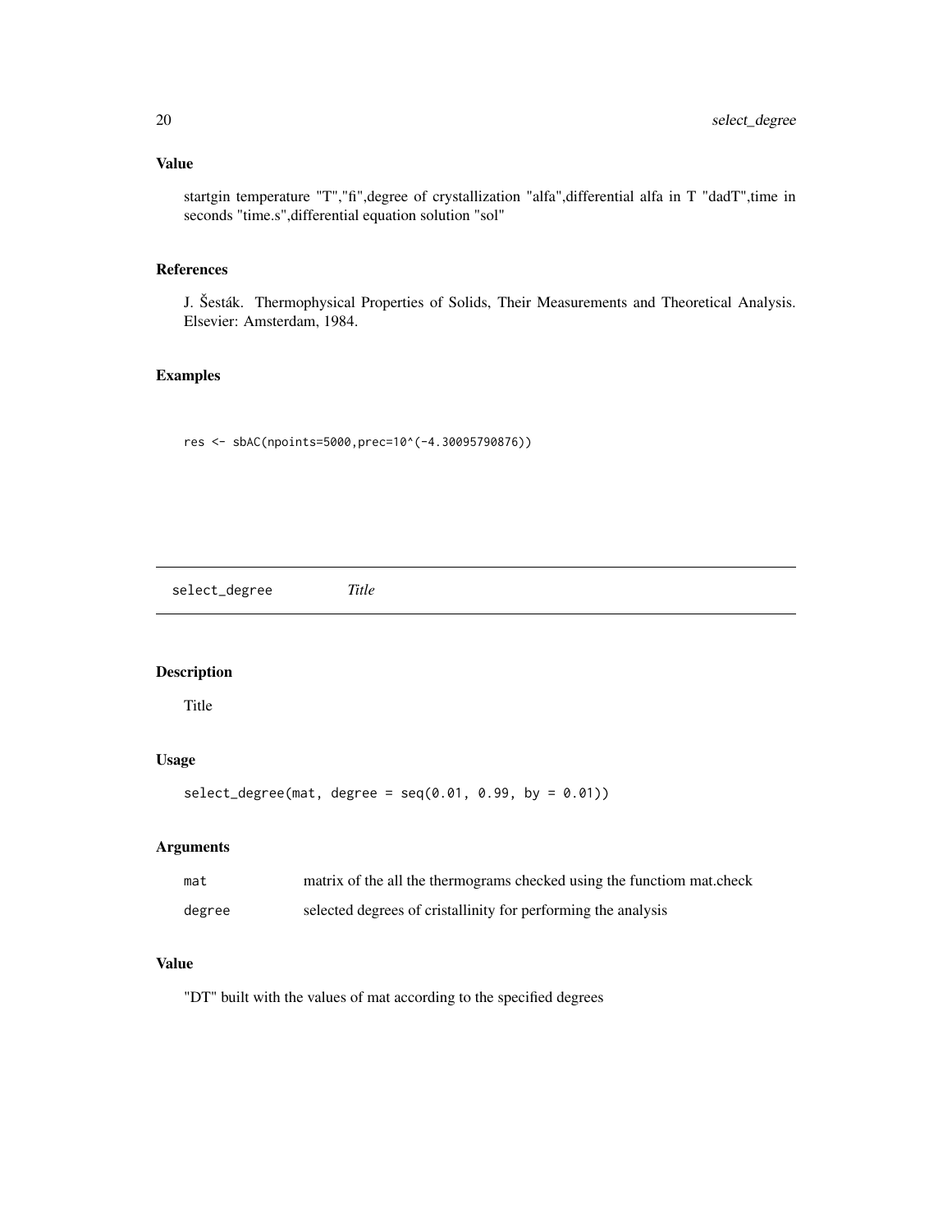## Value

startgin temperature "T","fi",degree of crystallization "alfa",differential alfa in T "dadT",time in seconds "time.s",differential equation solution "sol"

## References

J. Šesták. Thermophysical Properties of Solids, Their Measurements and Theoretical Analysis. Elsevier: Amsterdam, 1984.

## Examples

```
res <- sbAC(npoints=5000,prec=10^(-4.30095790876))
```

---

# select_degree *Title*

---

## Description

Title

## Usage

```
select_degree(mat, degree = seq(0.01, 0.99, by = 0.01))
```

## Arguments

| | |
|---|---|
| mat | matrix of the all the thermograms checked using the functiom mat.check |
| degree | selected degrees of cristallinity for performing the analysis |

## Value

"DT" built with the values of mat according to the specified degrees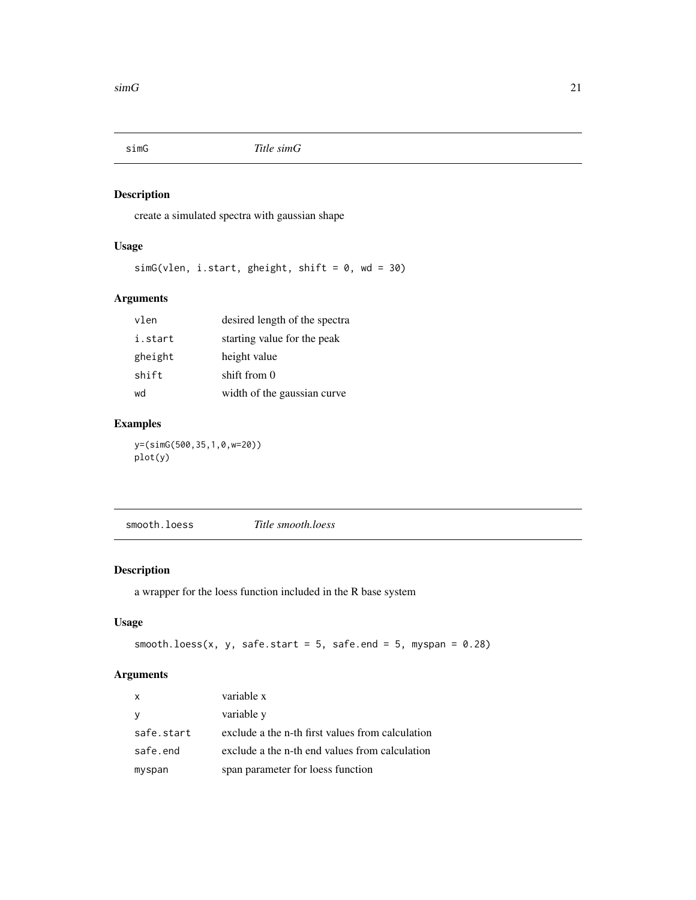## simG — *Title simG*

### Description

create a simulated spectra with gaussian shape

### Usage

```
simG(vlen, i.start, gheight, shift = 0, wd = 30)
```

### Arguments

| | |
|---|---|
| vlen | desired length of the spectra |
| i.start | starting value for the peak |
| gheight | height value |
| shift | shift from 0 |
| wd | width of the gaussian curve |

### Examples

```
y=(simG(500,35,1,0,w=20))
plot(y)
```

## smooth.loess — *Title smooth.loess*

### Description

a wrapper for the loess function included in the R base system

### Usage

```
smooth.loess(x, y, safe.start = 5, safe.end = 5, myspan = 0.28)
```

### Arguments

| | |
|---|---|
| x | variable x |
| y | variable y |
| safe.start | exclude a the n-th first values from calculation |
| safe.end | exclude a the n-th end values from calculation |
| myspan | span parameter for loess function |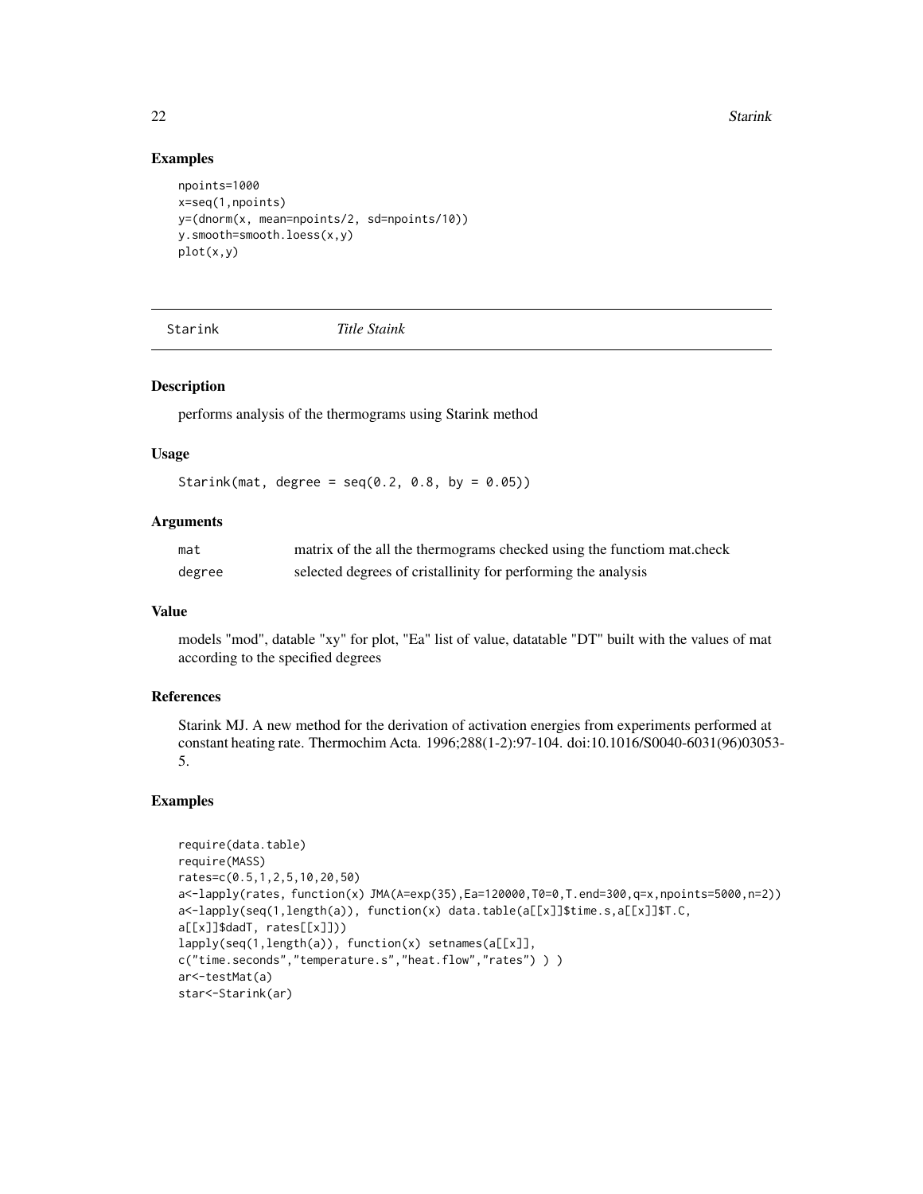## Examples

```
npoints=1000
x=seq(1,npoints)
y=(dnorm(x, mean=npoints/2, sd=npoints/10))
y.smooth=smooth.loess(x,y)
plot(x,y)
```

---

Starink &nbsp;&nbsp;&nbsp;&nbsp;&nbsp;&nbsp;&nbsp;&nbsp; *Title Staink*

---

## Description

performs analysis of the thermograms using Starink method

## Usage

```
Starink(mat, degree = seq(0.2, 0.8, by = 0.05))
```

## Arguments

| | |
|---|---|
| mat | matrix of the all the thermograms checked using the functiom mat.check |
| degree | selected degrees of cristallinity for performing the analysis |

## Value

models "mod", datable "xy" for plot, "Ea" list of value, datatable "DT" built with the values of mat according to the specified degrees

## References

Starink MJ. A new method for the derivation of activation energies from experiments performed at constant heating rate. Thermochim Acta. 1996;288(1-2):97-104. doi:10.1016/S0040-6031(96)03053-5.

## Examples

```
require(data.table)
require(MASS)
rates=c(0.5,1,2,5,10,20,50)
a<-lapply(rates, function(x) JMA(A=exp(35),Ea=120000,T0=0,T.end=300,q=x,npoints=5000,n=2))
a<-lapply(seq(1,length(a)), function(x) data.table(a[[x]]$time.s,a[[x]]$T.C,
a[[x]]$dadT, rates[[x]]))
lapply(seq(1,length(a)), function(x) setnames(a[[x]],
c("time.seconds","temperature.s","heat.flow","rates") ) )
ar<-testMat(a)
star<-Starink(ar)
```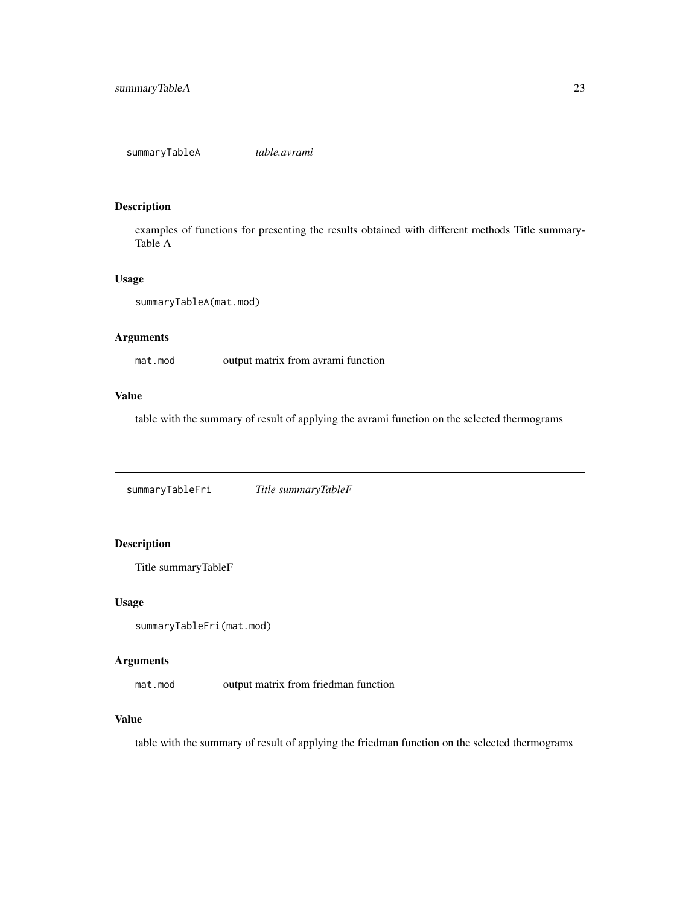## summaryTableA *table.avrami*

### Description

examples of functions for presenting the results obtained with different methods Title summary-Table A

### Usage

```
summaryTableA(mat.mod)
```

### Arguments

| | |
|---|---|
| `mat.mod` | output matrix from avrami function |

### Value

table with the summary of result of applying the avrami function on the selected thermograms

## summaryTableFri *Title summaryTableF*

### Description

Title summaryTableF

### Usage

```
summaryTableFri(mat.mod)
```

### Arguments

| | |
|---|---|
| `mat.mod` | output matrix from friedman function |

### Value

table with the summary of result of applying the friedman function on the selected thermograms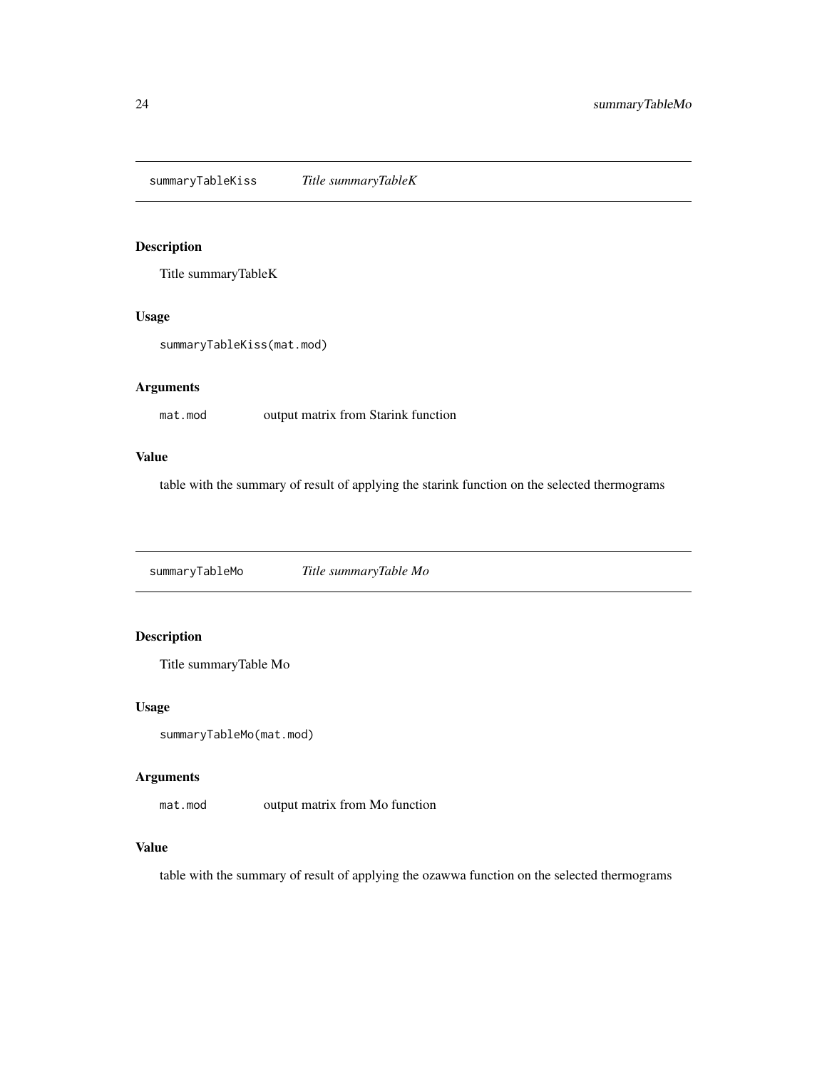## summaryTableKiss *Title summaryTableK*

### Description

Title summaryTableK

### Usage

```
summaryTableKiss(mat.mod)
```

### Arguments

| | |
|---|---|
| mat.mod | output matrix from Starink function |

### Value

table with the summary of result of applying the starink function on the selected thermograms

## summaryTableMo *Title summaryTable Mo*

### Description

Title summaryTable Mo

### Usage

```
summaryTableMo(mat.mod)
```

### Arguments

| | |
|---|---|
| mat.mod | output matrix from Mo function |

### Value

table with the summary of result of applying the ozawwa function on the selected thermograms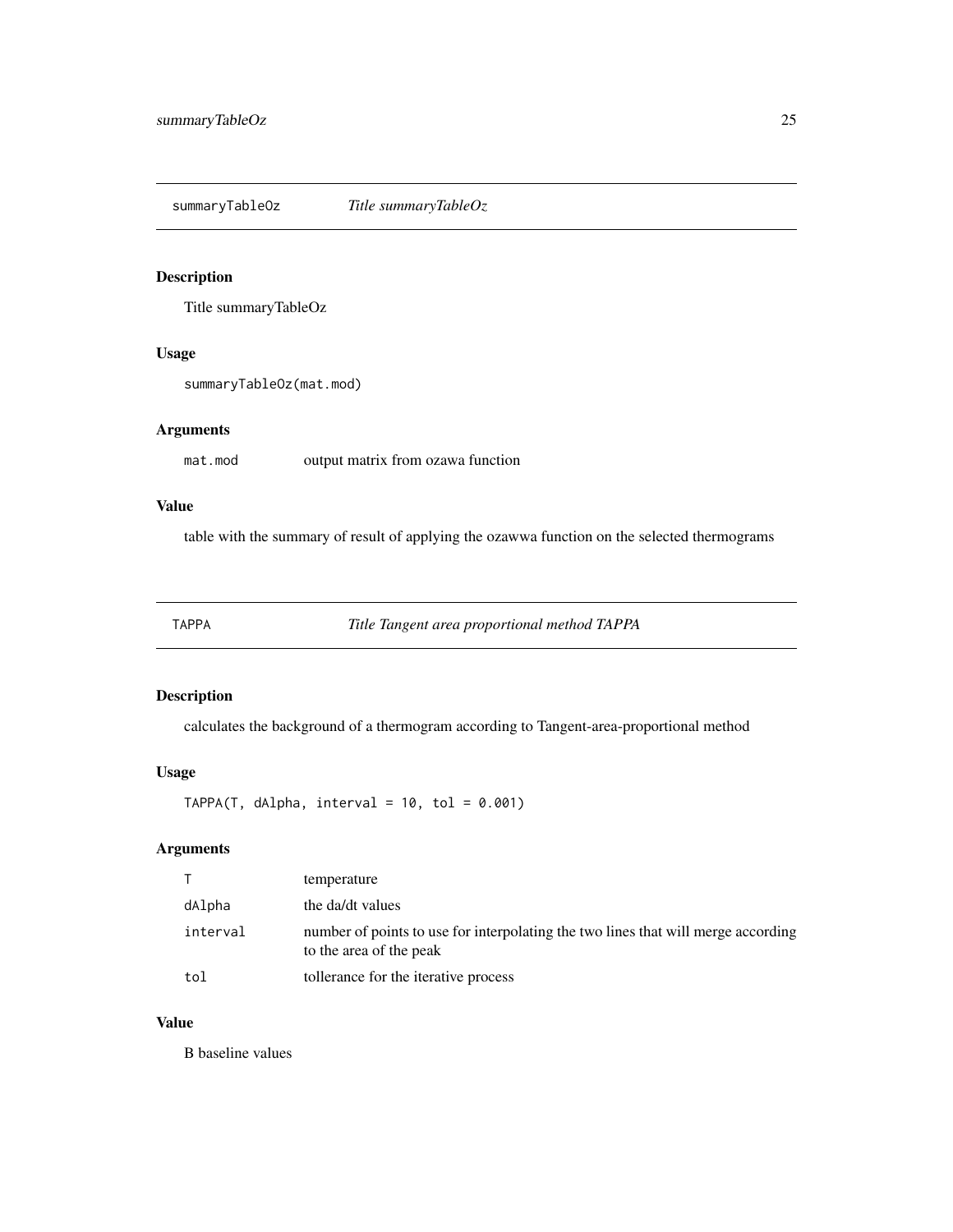## summaryTableOz *Title summaryTableOz*

### Description

Title summaryTableOz

### Usage

```
summaryTableOz(mat.mod)
```

### Arguments

| | |
|---|---|
| mat.mod | output matrix from ozawa function |

### Value

table with the summary of result of applying the ozawwa function on the selected thermograms

## TAPPA *Title Tangent area proportional method TAPPA*

### Description

calculates the background of a thermogram according to Tangent-area-proportional method

### Usage

```
TAPPA(T, dAlpha, interval = 10, tol = 0.001)
```

### Arguments

| | |
|---|---|
| T | temperature |
| dAlpha | the da/dt values |
| interval | number of points to use for interpolating the two lines that will merge according to the area of the peak |
| tol | tollerance for the iterative process |

### Value

B baseline values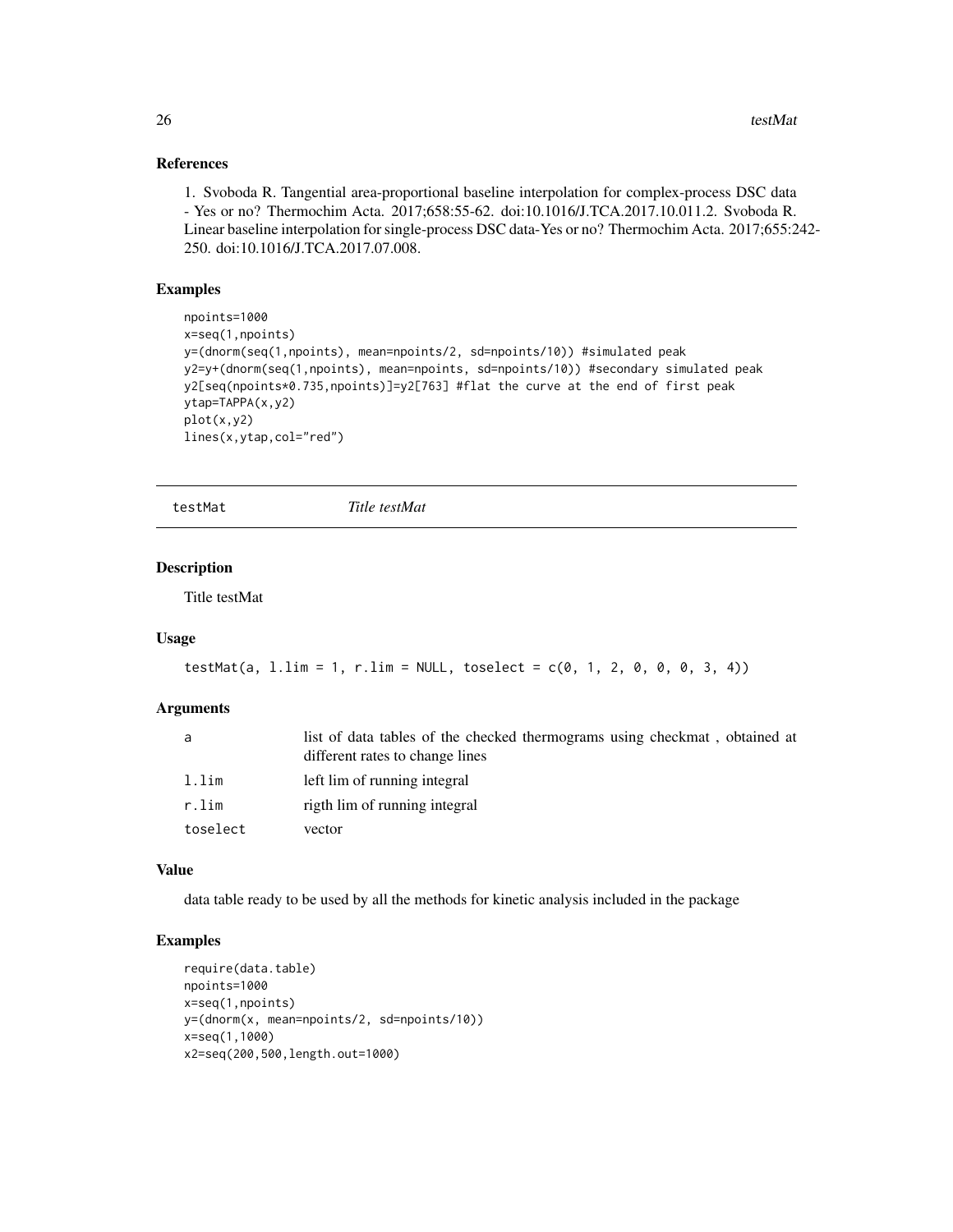### References

1. Svoboda R. Tangential area-proportional baseline interpolation for complex-process DSC data - Yes or no? Thermochim Acta. 2017;658:55-62. doi:10.1016/J.TCA.2017.10.011.2. Svoboda R. Linear baseline interpolation for single-process DSC data-Yes or no? Thermochim Acta. 2017;655:242-250. doi:10.1016/J.TCA.2017.07.008.

### Examples

```
npoints=1000
x=seq(1,npoints)
y=(dnorm(seq(1,npoints), mean=npoints/2, sd=npoints/10)) #simulated peak
y2=y+(dnorm(seq(1,npoints), mean=npoints, sd=npoints/10)) #secondary simulated peak
y2[seq(npoints*0.735,npoints)]=y2[763] #flat the curve at the end of first peak
ytap=TAPPA(x,y2)
plot(x,y2)
lines(x,ytap,col="red")
```

---

## testMat *Title testMat*

### Description

Title testMat

### Usage

```
testMat(a, l.lim = 1, r.lim = NULL, toselect = c(0, 1, 2, 0, 0, 0, 3, 4))
```

### Arguments

| | |
|---|---|
| a | list of data tables of the checked thermograms using checkmat , obtained at different rates to change lines |
| l.lim | left lim of running integral |
| r.lim | rigth lim of running integral |
| toselect | vector |

### Value

data table ready to be used by all the methods for kinetic analysis included in the package

### Examples

```
require(data.table)
npoints=1000
x=seq(1,npoints)
y=(dnorm(x, mean=npoints/2, sd=npoints/10))
x=seq(1,1000)
x2=seq(200,500,length.out=1000)
```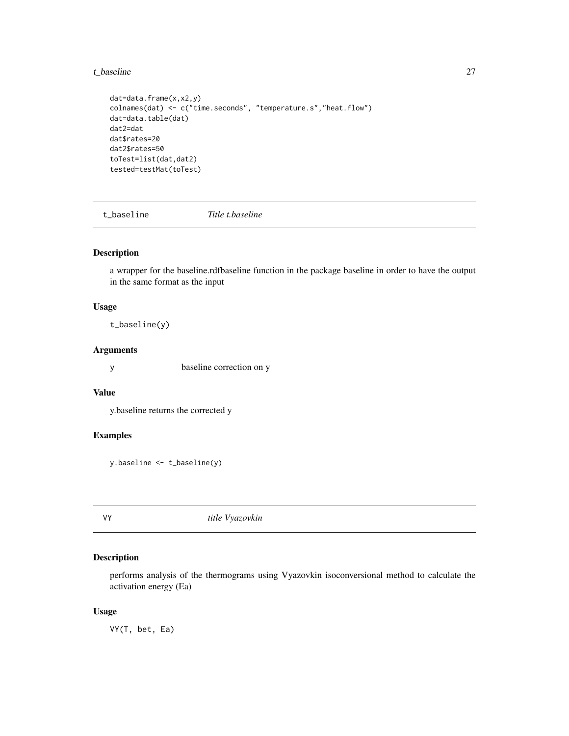```
dat=data.frame(x,x2,y)
colnames(dat) <- c("time.seconds", "temperature.s","heat.flow")
dat=data.table(dat)
dat2=dat
dat$rates=20
dat2$rates=50
toTest=list(dat,dat2)
tested=testMat(toTest)
```

## t_baseline *Title t.baseline*

### Description

a wrapper for the baseline.rdfbaseline function in the package baseline in order to have the output in the same format as the input

### Usage

```
t_baseline(y)
```

### Arguments

| | |
|---|---|
| y | baseline correction on y |

### Value

y.baseline returns the corrected y

### Examples

```
y.baseline <- t_baseline(y)
```

## VY *title Vyazovkin*

### Description

performs analysis of the thermograms using Vyazovkin isoconversional method to calculate the activation energy (Ea)

### Usage

```
VY(T, bet, Ea)
```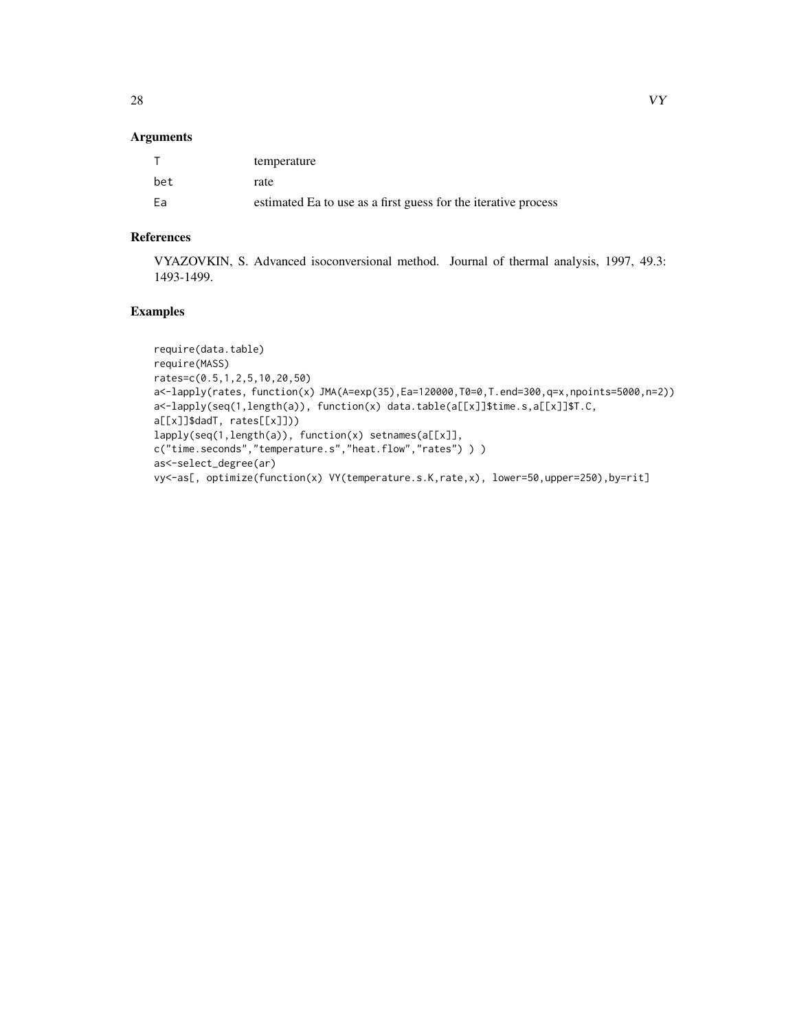## Arguments

| | |
|---|---|
| T | temperature |
| bet | rate |
| Ea | estimated Ea to use as a first guess for the iterative process |

## References

VYAZOVKIN, S. Advanced isoconversional method. Journal of thermal analysis, 1997, 49.3: 1493-1499.

## Examples

```
require(data.table)
require(MASS)
rates=c(0.5,1,2,5,10,20,50)
a<-lapply(rates, function(x) JMA(A=exp(35),Ea=120000,T0=0,T.end=300,q=x,npoints=5000,n=2))
a<-lapply(seq(1,length(a)), function(x) data.table(a[[x]]$time.s,a[[x]]$T.C,
a[[x]]$dadT, rates[[x]]))
lapply(seq(1,length(a)), function(x) setnames(a[[x]],
c("time.seconds","temperature.s","heat.flow","rates") ) )
as<-select_degree(ar)
vy<-as[, optimize(function(x) VY(temperature.s.K,rate,x), lower=50,upper=250),by=rit]
```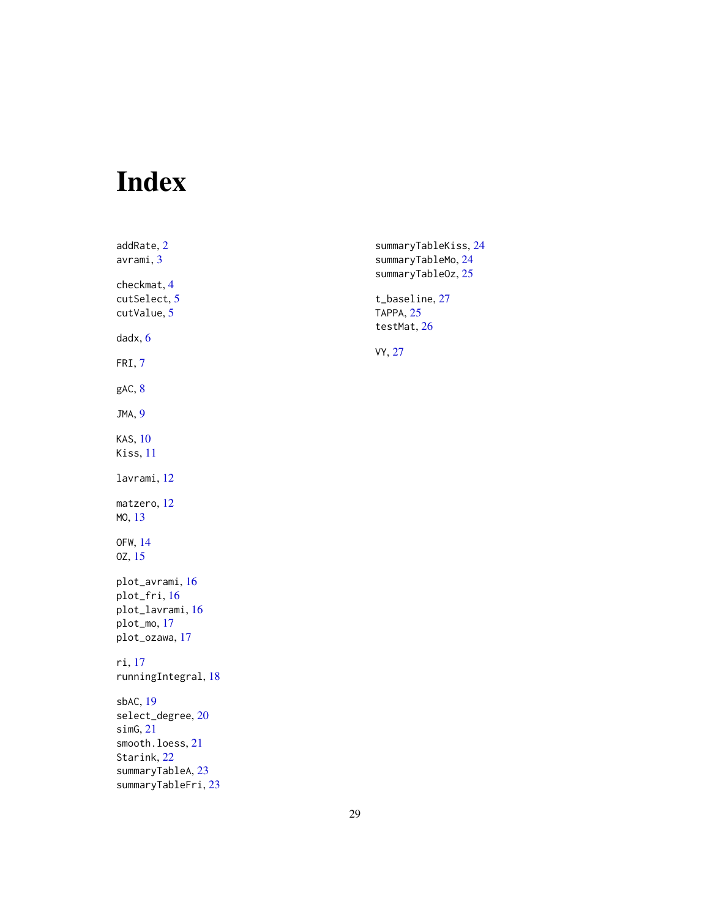# Index

addRate, 2
avrami, 3

checkmat, 4
cutSelect, 5
cutValue, 5

dadx, 6

FRI, 7

gAC, 8

JMA, 9

KAS, 10
Kiss, 11

lavrami, 12

matzero, 12
MO, 13

OFW, 14
OZ, 15

plot_avrami, 16
plot_fri, 16
plot_lavrami, 16
plot_mo, 17
plot_ozawa, 17

ri, 17
runningIntegral, 18

sbAC, 19
select_degree, 20
simG, 21
smooth.loess, 21
Starink, 22
summaryTableA, 23
summaryTableFri, 23
summaryTableKiss, 24
summaryTableMo, 24
summaryTableOz, 25

t_baseline, 27
TAPPA, 25
testMat, 26

VY, 27